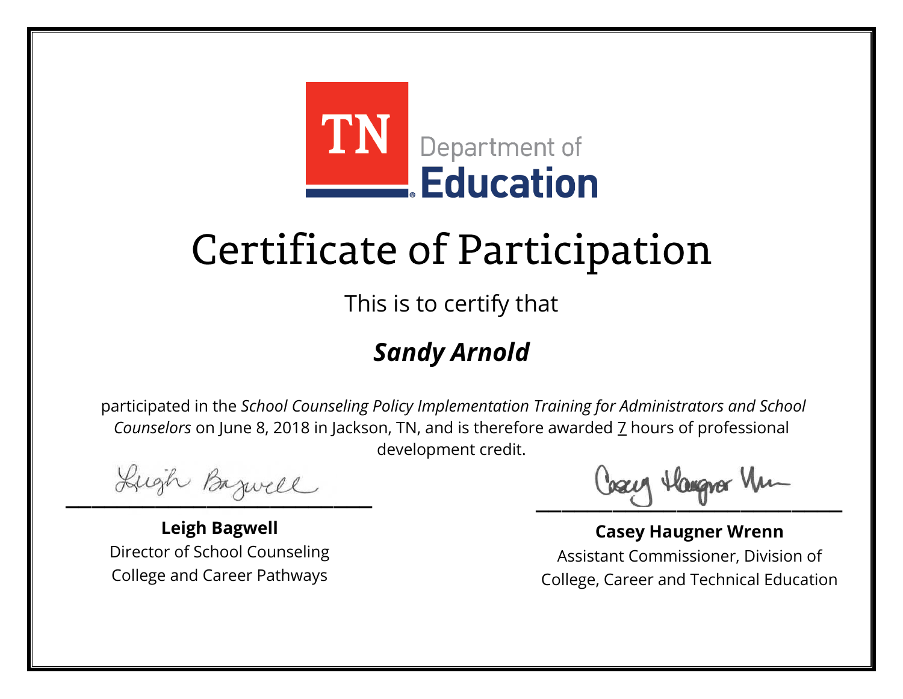TN Department of Education

# Certificate of Participation

This is to certify that

## ***Sandy Arnold***

participated in the *School Counseling Policy Implementation Training for Administrators and School Counselors* on June 8, 2018 in Jackson, TN, and is therefore awarded 7 hours of professional development credit.

**Leigh Bagwell**
Director of School Counseling
College and Career Pathways

**Casey Haugner Wrenn**
Assistant Commissioner, Division of College, Career and Technical Education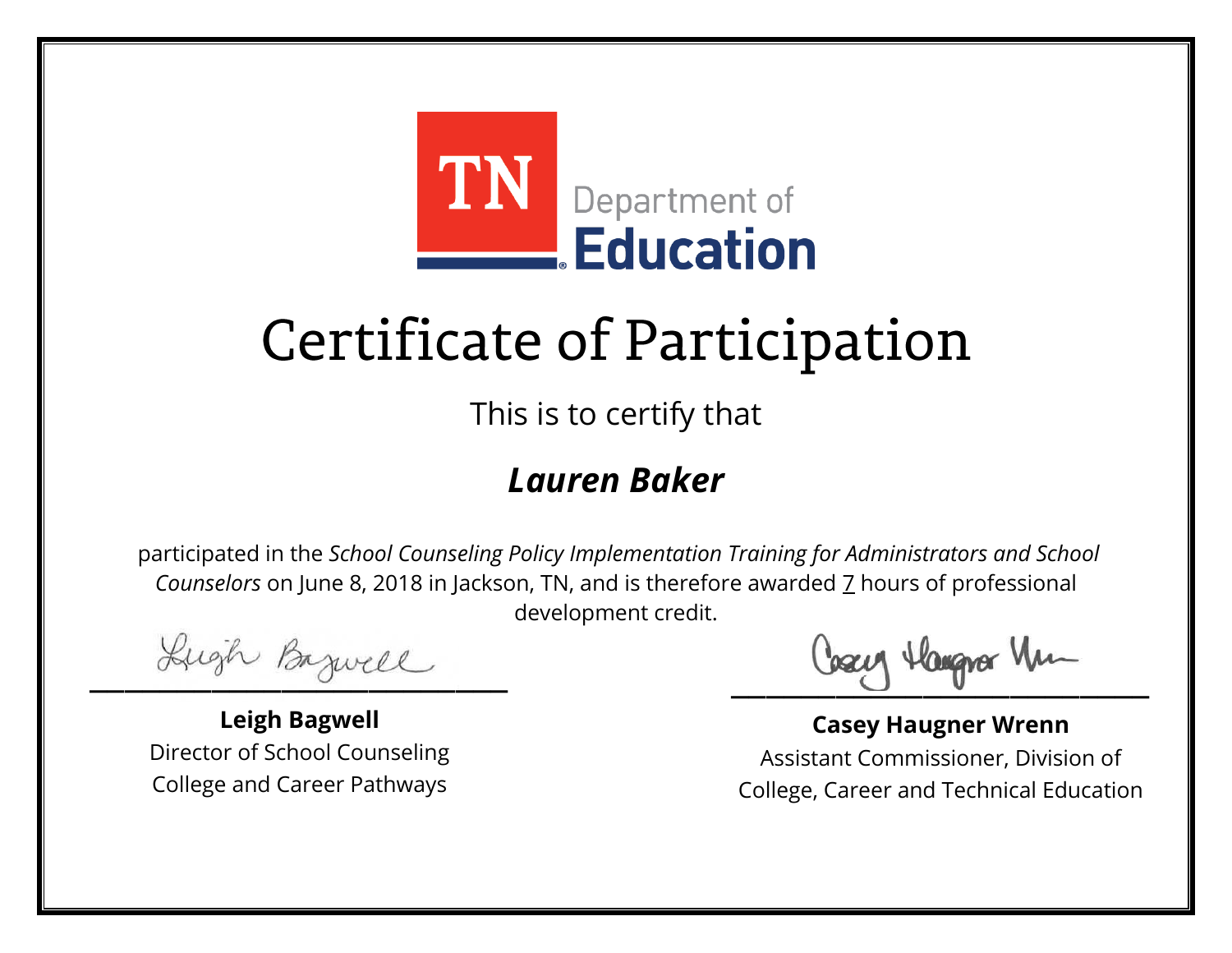TN Department of Education

# Certificate of Participation

This is to certify that

## ***Lauren Baker***

participated in the *School Counseling Policy Implementation Training for Administrators and School Counselors* on June 8, 2018 in Jackson, TN, and is therefore awarded 7 hours of professional development credit.

**Leigh Bagwell**
Director of School Counseling
College and Career Pathways

**Casey Haugner Wrenn**
Assistant Commissioner, Division of College, Career and Technical Education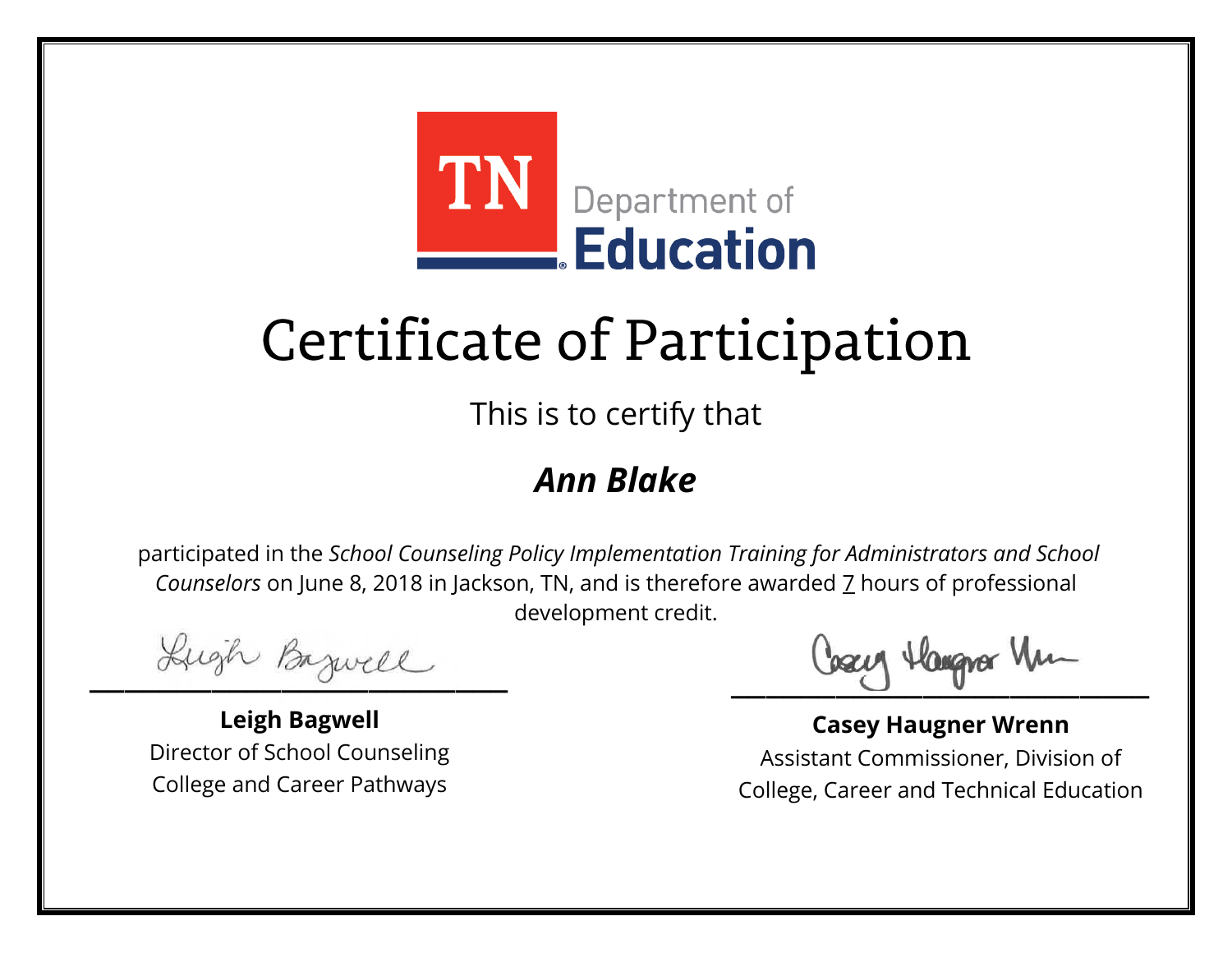TN Department of Education

# Certificate of Participation

This is to certify that

## *Ann Blake*

participated in the *School Counseling Policy Implementation Training for Administrators and School Counselors* on June 8, 2018 in Jackson, TN, and is therefore awarded 7 hours of professional development credit.

**Leigh Bagwell**
Director of School Counseling
College and Career Pathways

**Casey Haugner Wrenn**
Assistant Commissioner, Division of College, Career and Technical Education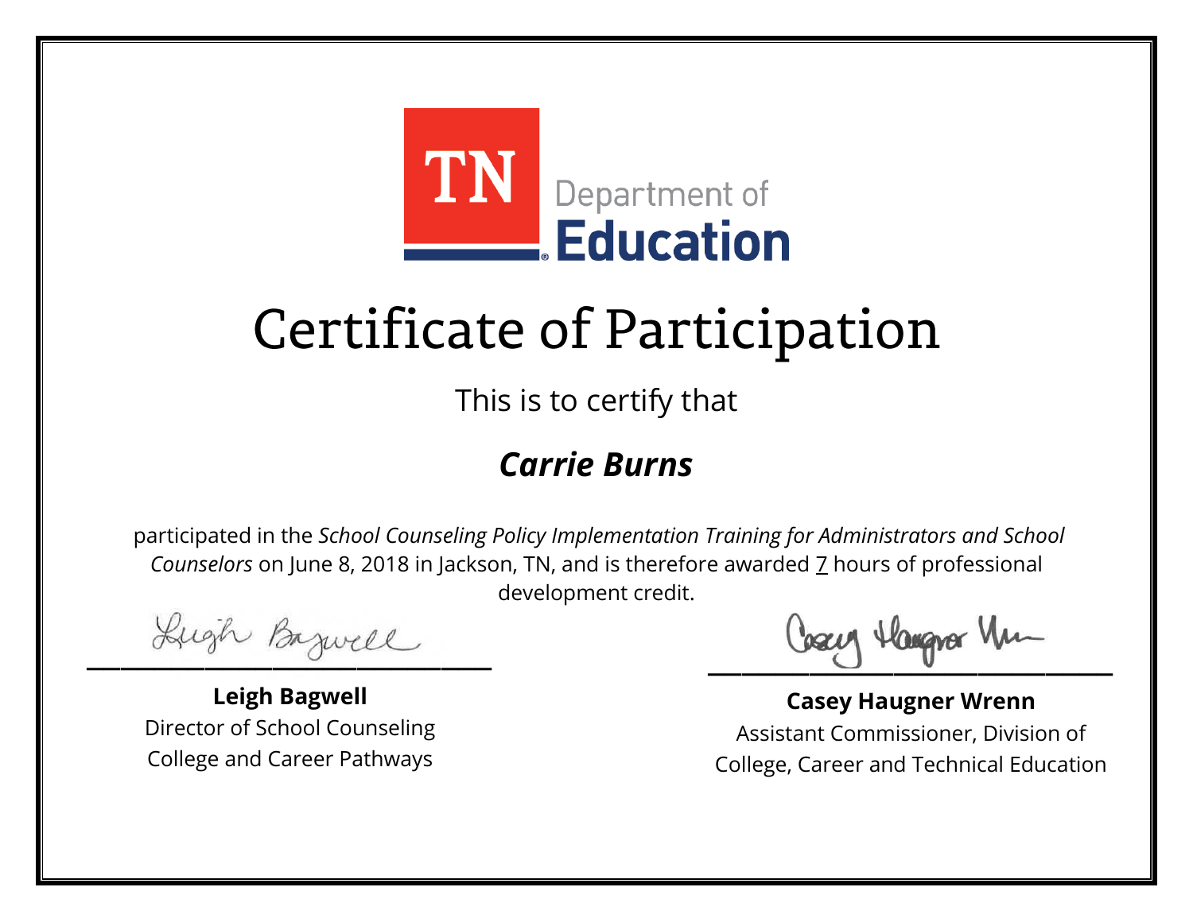TN Department of Education

# Certificate of Participation

This is to certify that

## *Carrie Burns*

participated in the *School Counseling Policy Implementation Training for Administrators and School Counselors* on June 8, 2018 in Jackson, TN, and is therefore awarded 7 hours of professional development credit.

**Leigh Bagwell**
Director of School Counseling
College and Career Pathways

**Casey Haugner Wrenn**
Assistant Commissioner, Division of
College, Career and Technical Education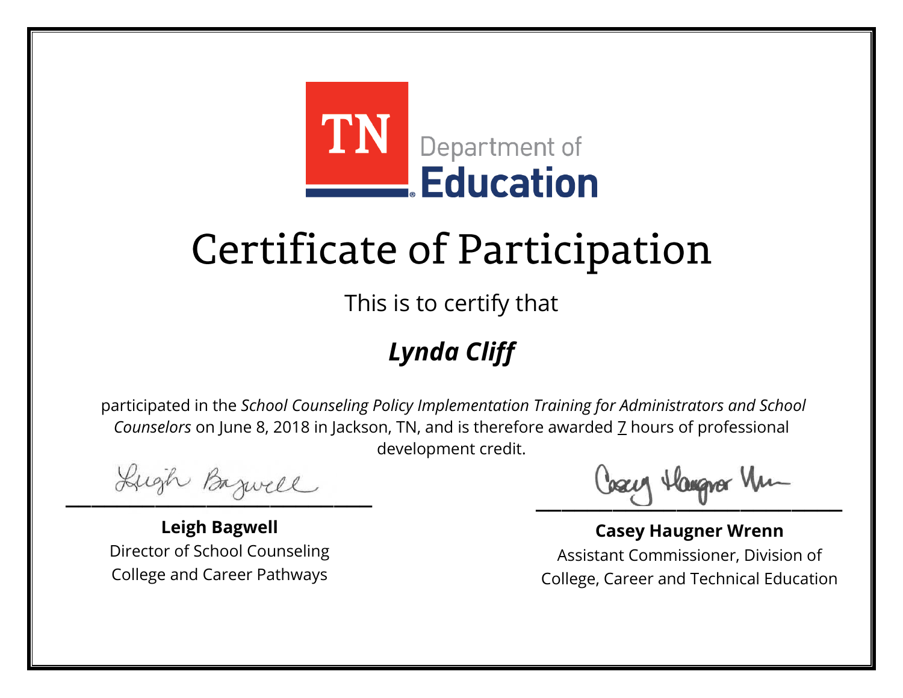TN Department of Education

# Certificate of Participation

This is to certify that

## ***Lynda Cliff***

participated in the *School Counseling Policy Implementation Training for Administrators and School Counselors* on June 8, 2018 in Jackson, TN, and is therefore awarded 7 hours of professional development credit.

**Leigh Bagwell**
Director of School Counseling
College and Career Pathways

**Casey Haugner Wrenn**
Assistant Commissioner, Division of College, Career and Technical Education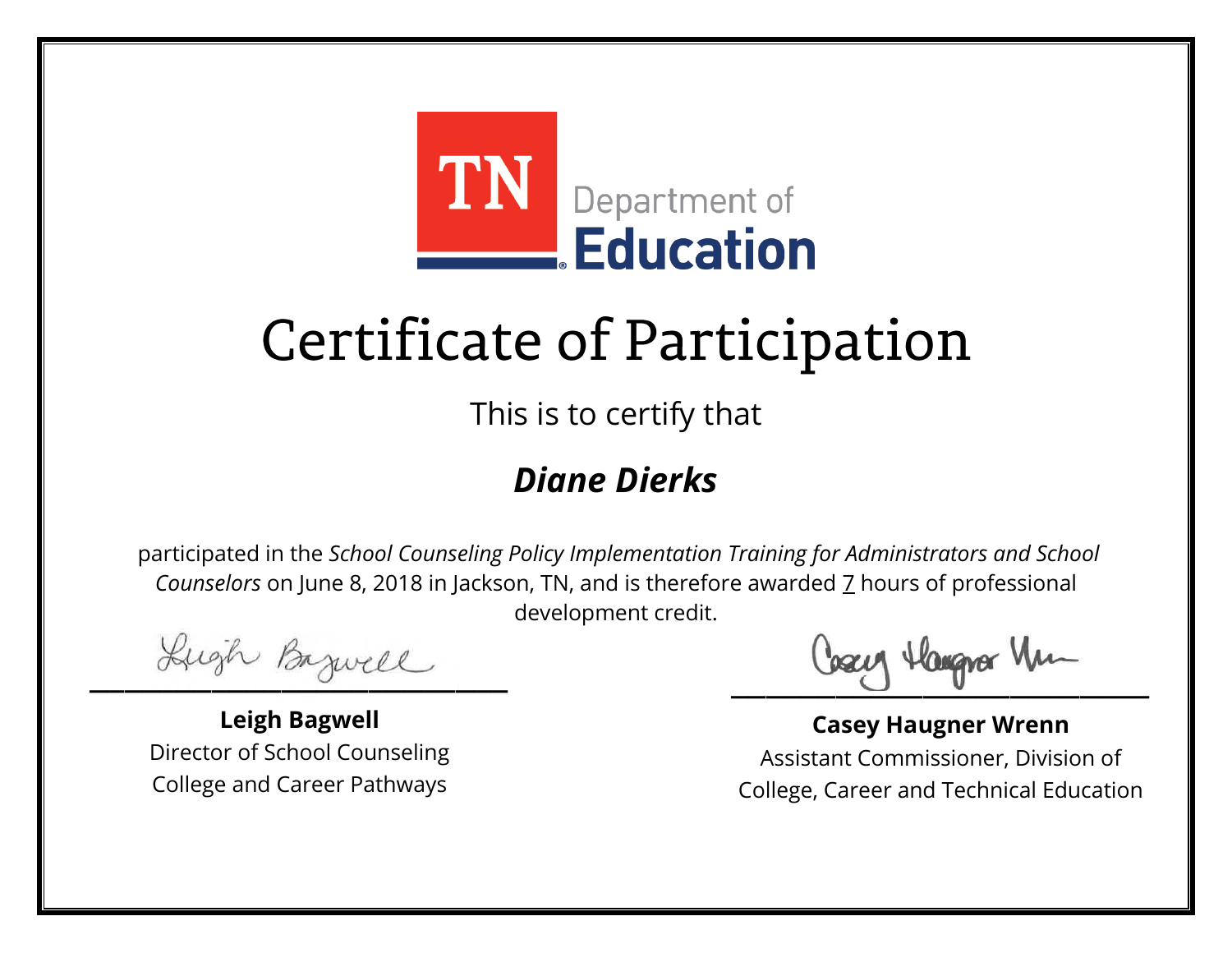TN Department of Education

# Certificate of Participation

This is to certify that

## *Diane Dierks*

participated in the *School Counseling Policy Implementation Training for Administrators and School Counselors* on June 8, 2018 in Jackson, TN, and is therefore awarded 7 hours of professional development credit.

**Leigh Bagwell**
Director of School Counseling
College and Career Pathways

**Casey Haugner Wrenn**
Assistant Commissioner, Division of College, Career and Technical Education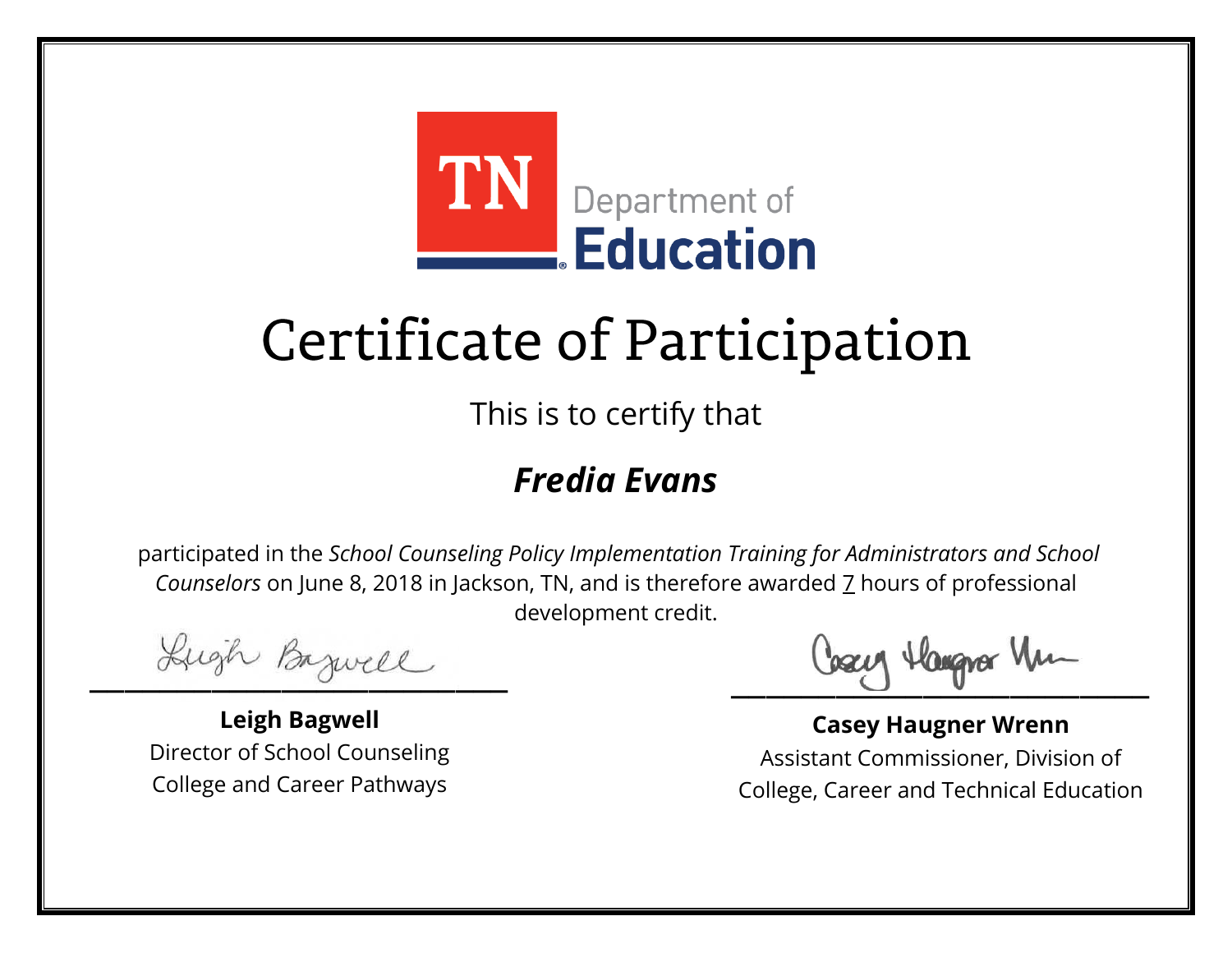TN Department of Education

# Certificate of Participation

This is to certify that

## ***Fredia Evans***

participated in the *School Counseling Policy Implementation Training for Administrators and School Counselors* on June 8, 2018 in Jackson, TN, and is therefore awarded 7 hours of professional development credit.

**Leigh Bagwell**
Director of School Counseling
College and Career Pathways

**Casey Haugner Wrenn**
Assistant Commissioner, Division of
College, Career and Technical Education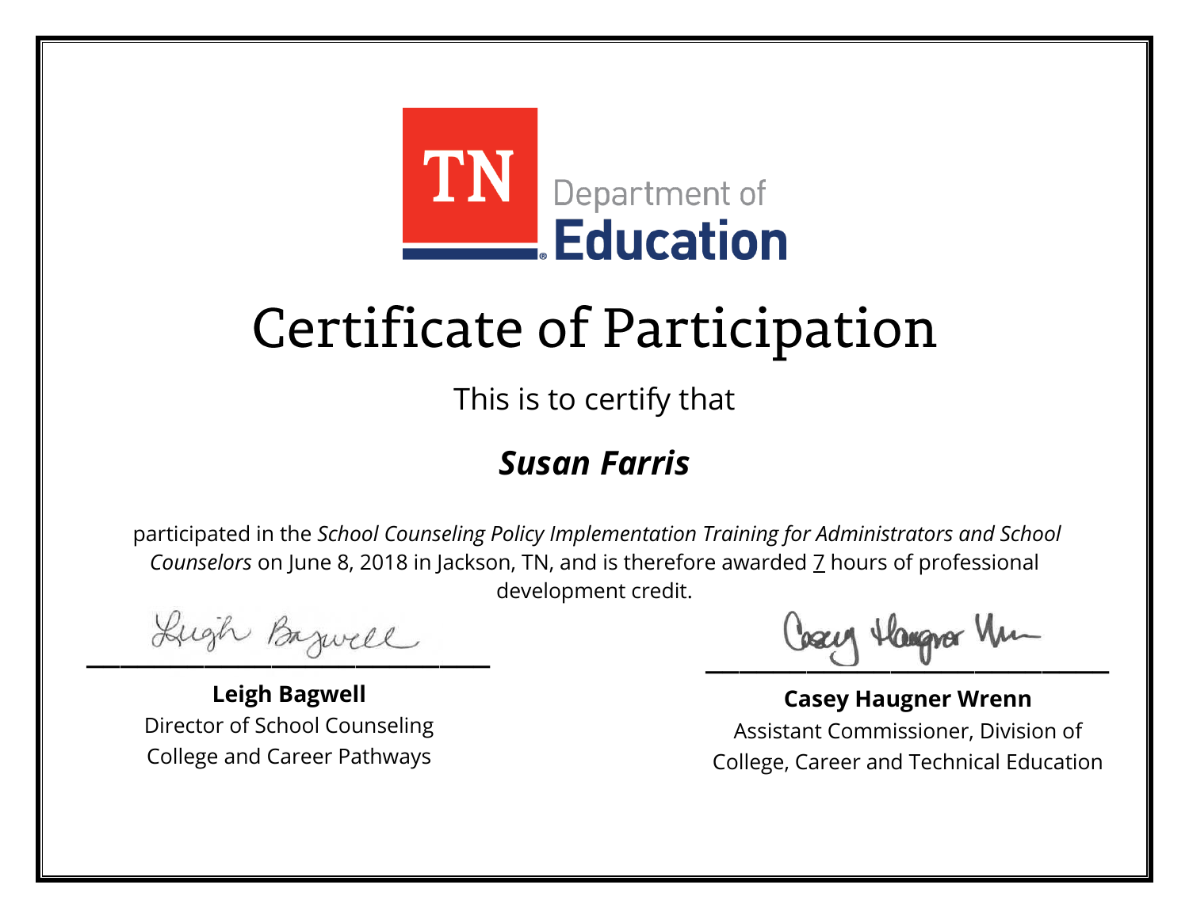TN Department of Education

# Certificate of Participation

This is to certify that

## *Susan Farris*

participated in the *School Counseling Policy Implementation Training for Administrators and School Counselors* on June 8, 2018 in Jackson, TN, and is therefore awarded 7 hours of professional development credit.

**Leigh Bagwell**
Director of School Counseling
College and Career Pathways

**Casey Haugner Wrenn**
Assistant Commissioner, Division of College, Career and Technical Education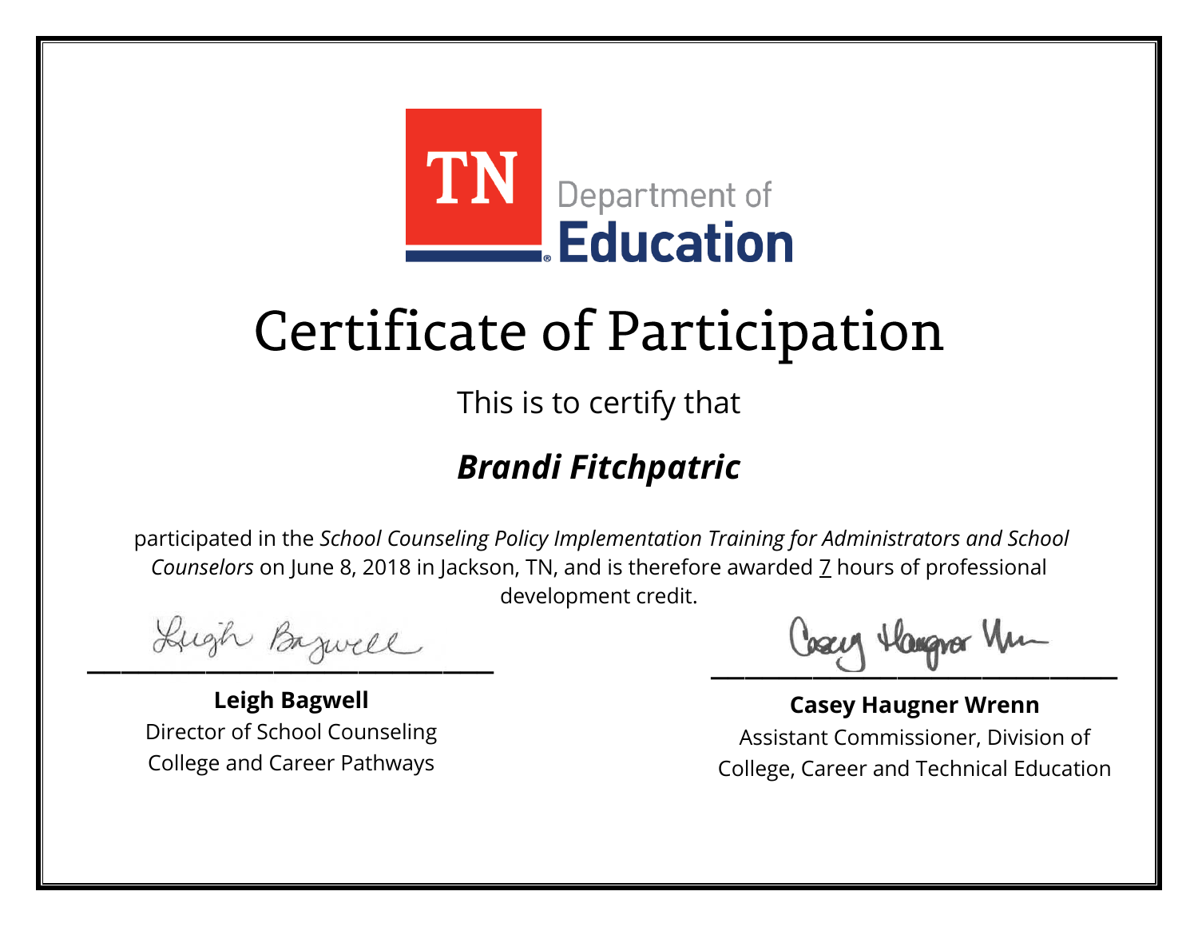TN Department of Education

# Certificate of Participation

This is to certify that

## *Brandi Fitchpatric*

participated in the *School Counseling Policy Implementation Training for Administrators and School Counselors* on June 8, 2018 in Jackson, TN, and is therefore awarded 7 hours of professional development credit.

**Leigh Bagwell**
Director of School Counseling
College and Career Pathways

**Casey Haugner Wrenn**
Assistant Commissioner, Division of
College, Career and Technical Education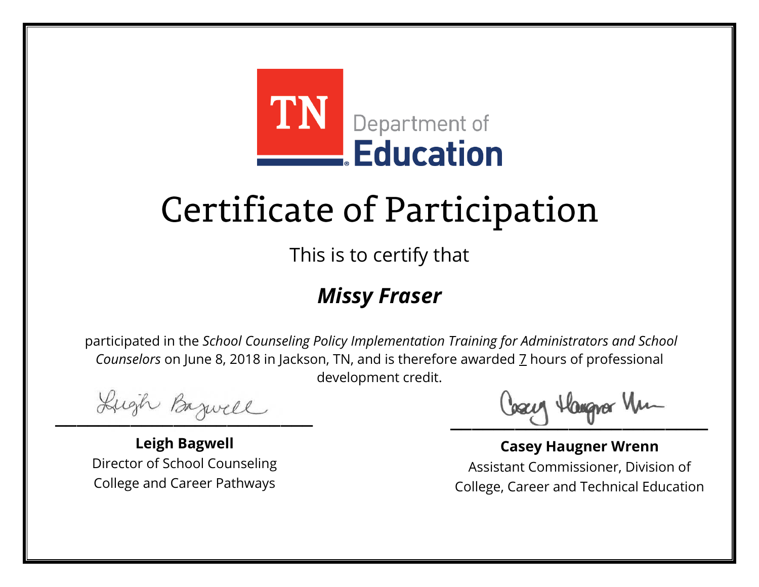TN Department of Education

# Certificate of Participation

This is to certify that

***Missy Fraser***

participated in the *School Counseling Policy Implementation Training for Administrators and School Counselors* on June 8, 2018 in Jackson, TN, and is therefore awarded 7 hours of professional development credit.

**Leigh Bagwell**
Director of School Counseling
College and Career Pathways

**Casey Haugner Wrenn**
Assistant Commissioner, Division of College, Career and Technical Education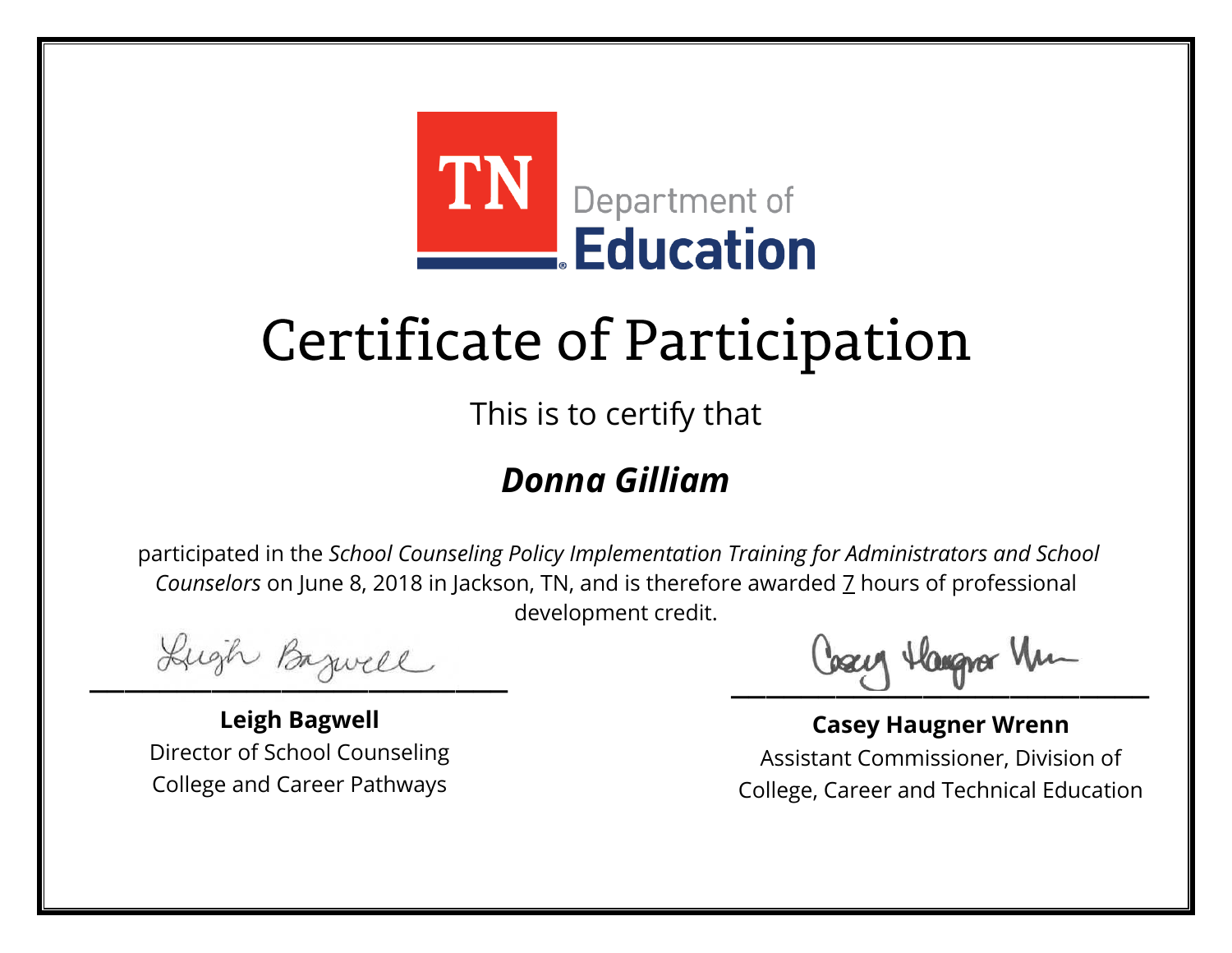TN Department of Education

# Certificate of Participation

This is to certify that

## ***Donna Gilliam***

participated in the *School Counseling Policy Implementation Training for Administrators and School Counselors* on June 8, 2018 in Jackson, TN, and is therefore awarded 7 hours of professional development credit.

**Leigh Bagwell**
Director of School Counseling
College and Career Pathways

**Casey Haugner Wrenn**
Assistant Commissioner, Division of
College, Career and Technical Education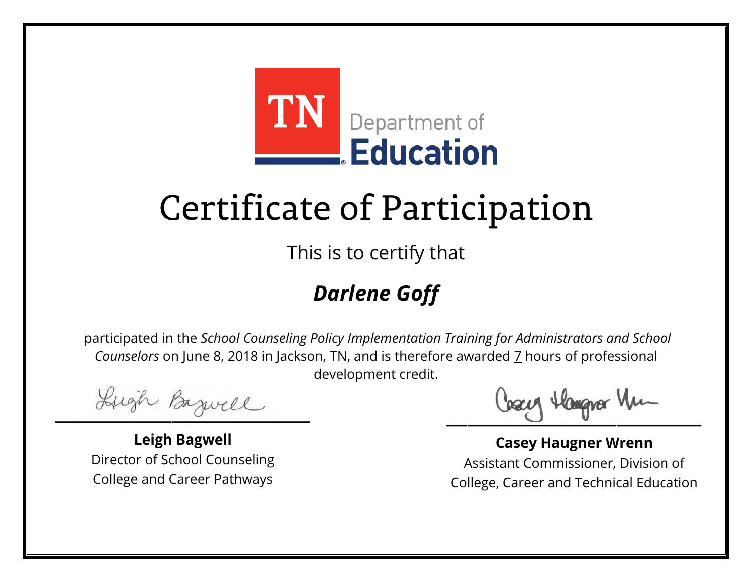TN Department of Education

# Certificate of Participation

This is to certify that

## ***Darlene Goff***

participated in the *School Counseling Policy Implementation Training for Administrators and School Counselors* on June 8, 2018 in Jackson, TN, and is therefore awarded 7 hours of professional development credit.

**Leigh Bagwell**
Director of School Counseling
College and Career Pathways

**Casey Haugner Wrenn**
Assistant Commissioner, Division of
College, Career and Technical Education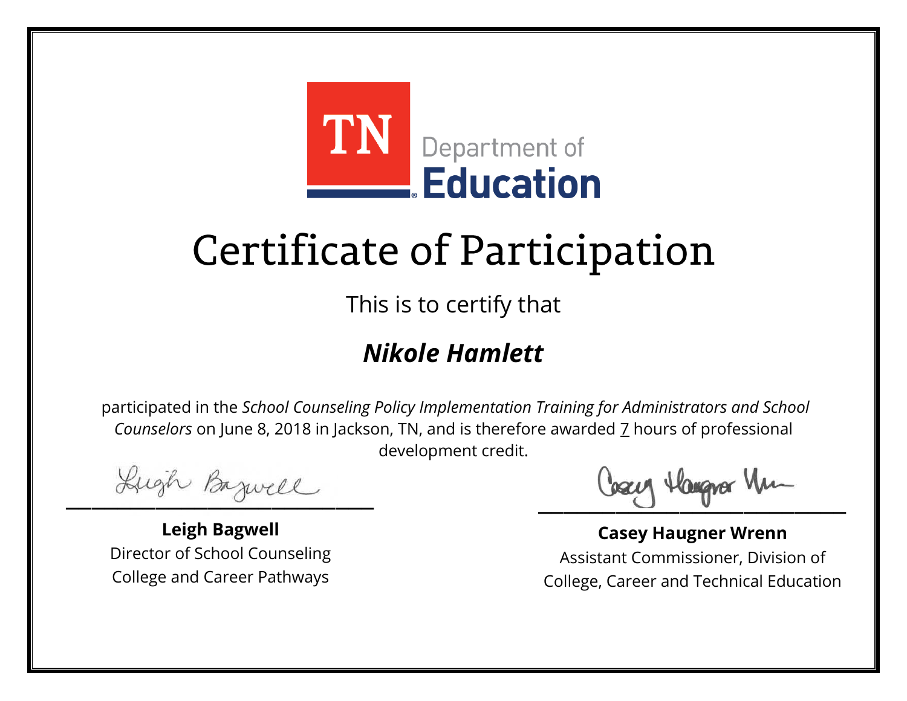TN Department of Education

# Certificate of Participation

This is to certify that

## *Nikole Hamlett*

participated in the *School Counseling Policy Implementation Training for Administrators and School Counselors* on June 8, 2018 in Jackson, TN, and is therefore awarded 7 hours of professional development credit.

**Leigh Bagwell**
Director of School Counseling
College and Career Pathways

**Casey Haugner Wrenn**
Assistant Commissioner, Division of
College, Career and Technical Education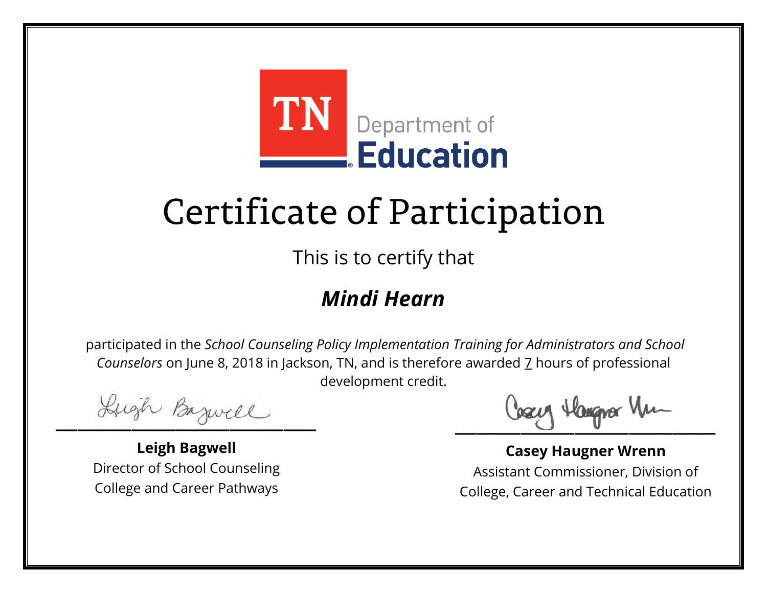TN Department of Education

# Certificate of Participation

This is to certify that

## *Mindi Hearn*

participated in the *School Counseling Policy Implementation Training for Administrators and School Counselors* on June 8, 2018 in Jackson, TN, and is therefore awarded 7 hours of professional development credit.

**Leigh Bagwell**
Director of School Counseling
College and Career Pathways

**Casey Haugner Wrenn**
Assistant Commissioner, Division of
College, Career and Technical Education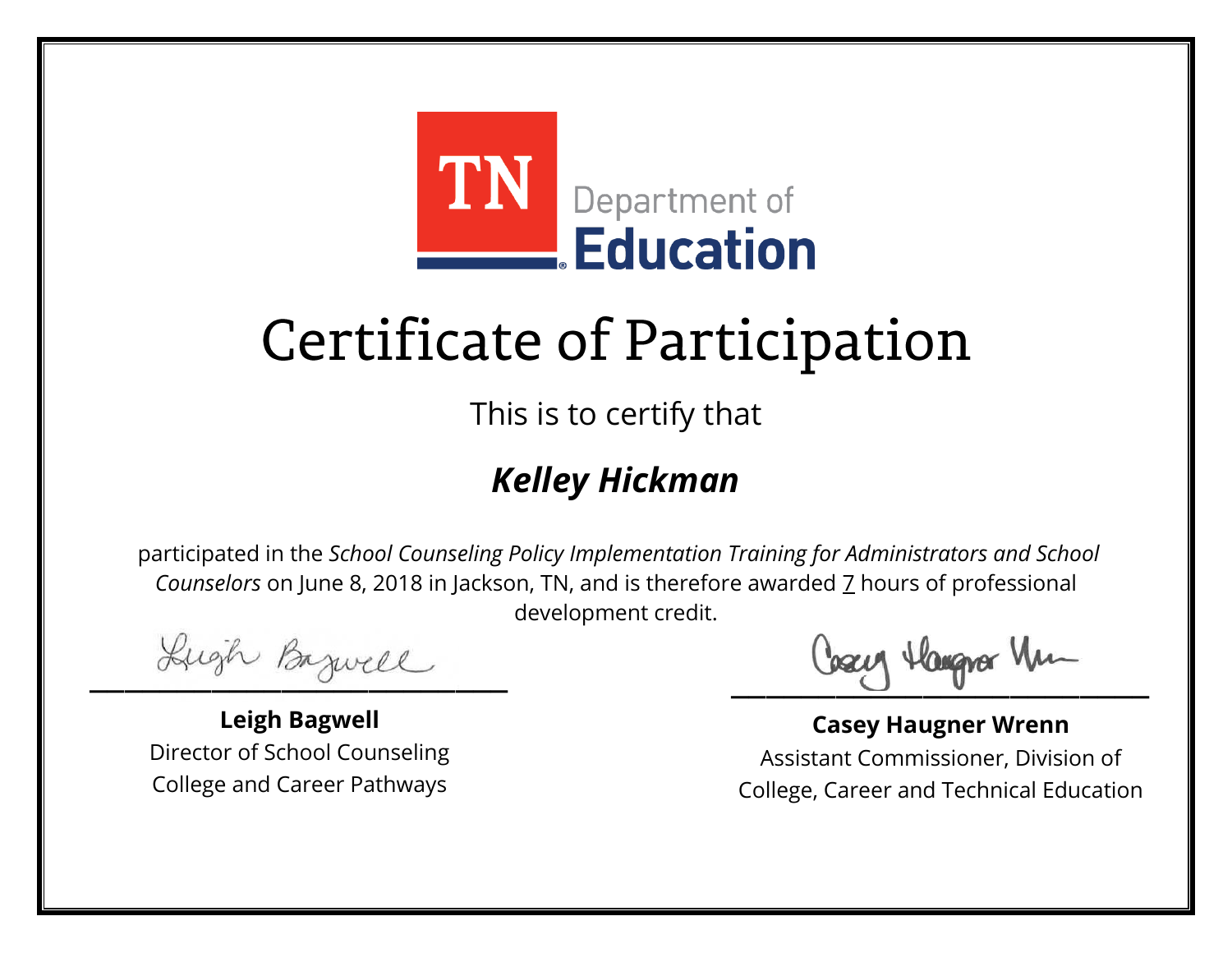TN Department of Education

# Certificate of Participation

This is to certify that

## ***Kelley Hickman***

participated in the *School Counseling Policy Implementation Training for Administrators and School Counselors* on June 8, 2018 in Jackson, TN, and is therefore awarded 7 hours of professional development credit.

**Leigh Bagwell**
Director of School Counseling
College and Career Pathways

**Casey Haugner Wrenn**
Assistant Commissioner, Division of
College, Career and Technical Education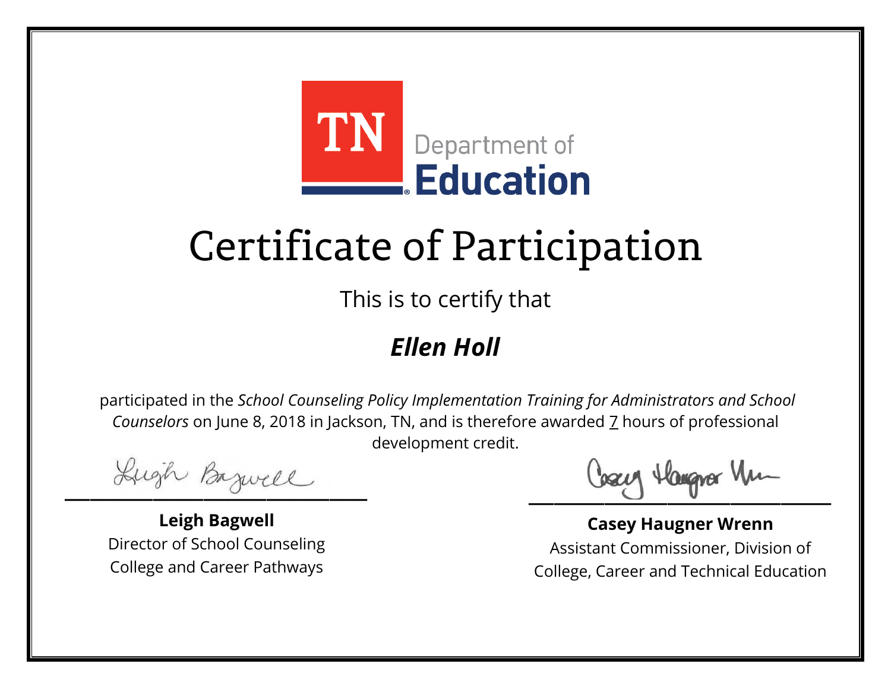TN Department of Education

# Certificate of Participation

This is to certify that

## *Ellen Holl*

participated in the *School Counseling Policy Implementation Training for Administrators and School Counselors* on June 8, 2018 in Jackson, TN, and is therefore awarded 7 hours of professional development credit.

**Leigh Bagwell**
Director of School Counseling
College and Career Pathways

**Casey Haugner Wrenn**
Assistant Commissioner, Division of College, Career and Technical Education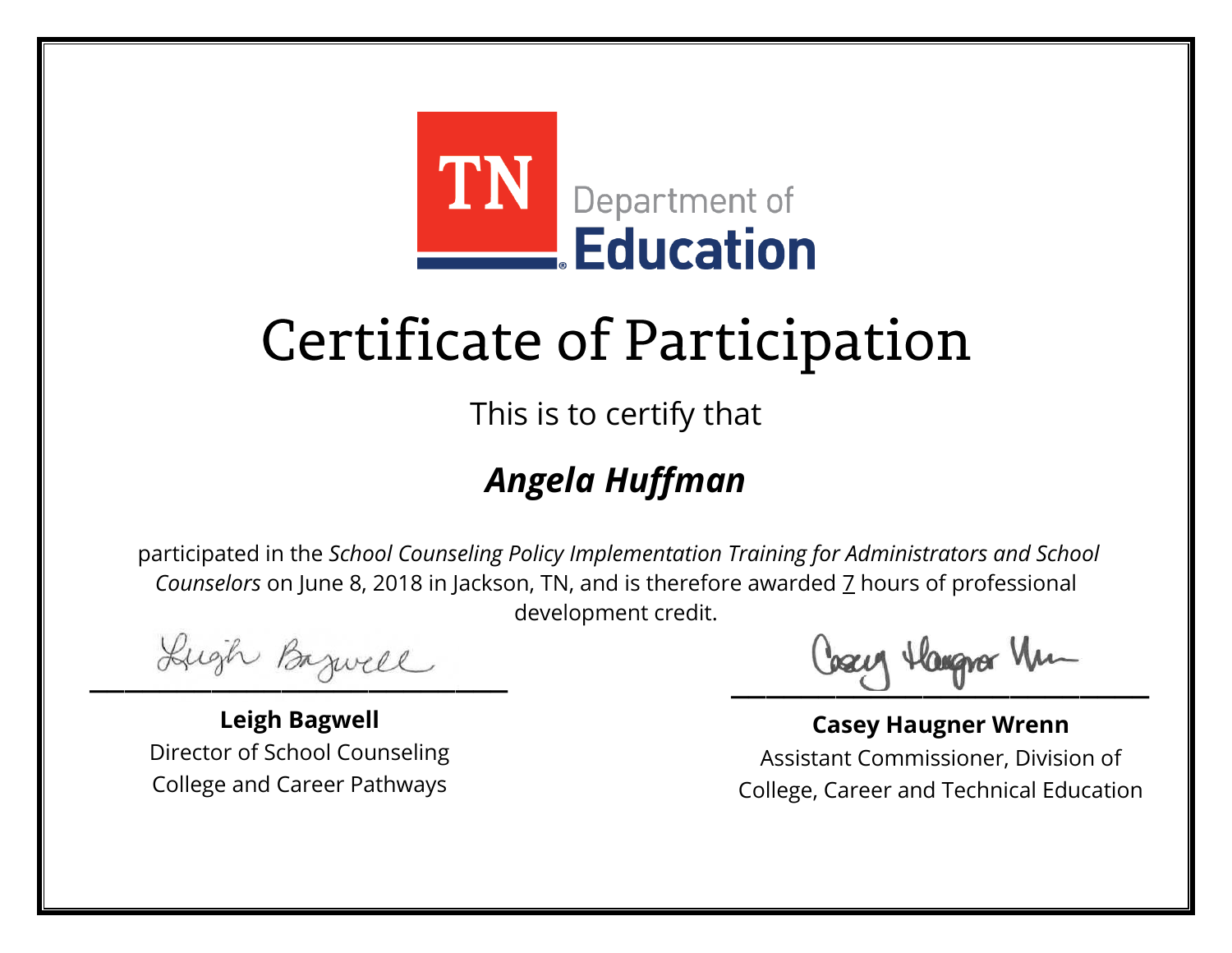TN Department of Education

# Certificate of Participation

This is to certify that

## *Angela Huffman*

participated in the *School Counseling Policy Implementation Training for Administrators and School Counselors* on June 8, 2018 in Jackson, TN, and is therefore awarded 7 hours of professional development credit.

**Leigh Bagwell**
Director of School Counseling
College and Career Pathways

**Casey Haugner Wrenn**
Assistant Commissioner, Division of College, Career and Technical Education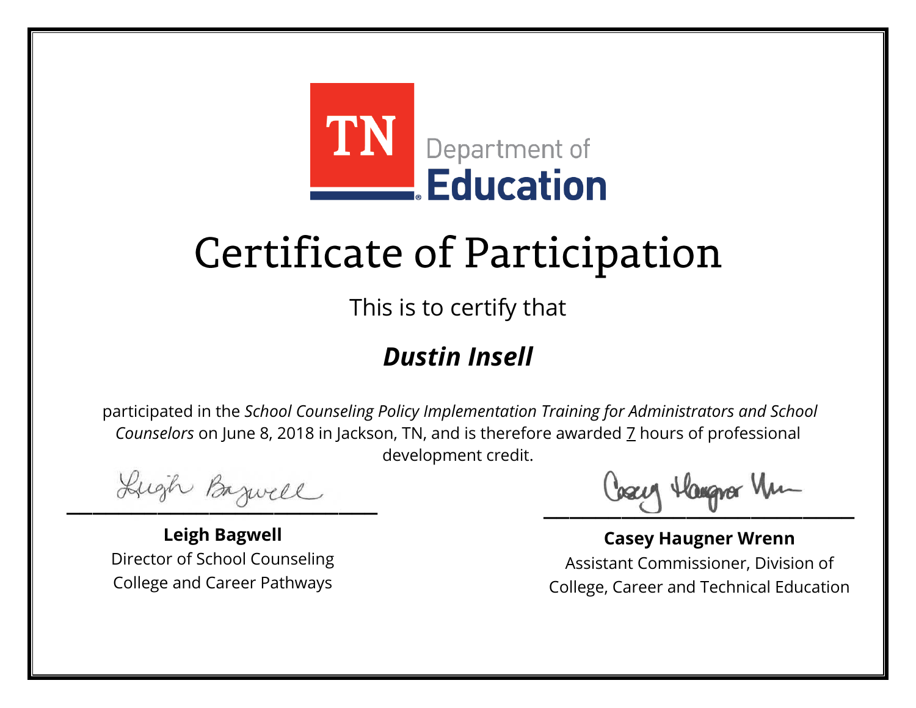TN Department of Education

# Certificate of Participation

This is to certify that

***Dustin Insell***

participated in the *School Counseling Policy Implementation Training for Administrators and School Counselors* on June 8, 2018 in Jackson, TN, and is therefore awarded 7 hours of professional development credit.

**Leigh Bagwell**
Director of School Counseling
College and Career Pathways

**Casey Haugner Wrenn**
Assistant Commissioner, Division of College, Career and Technical Education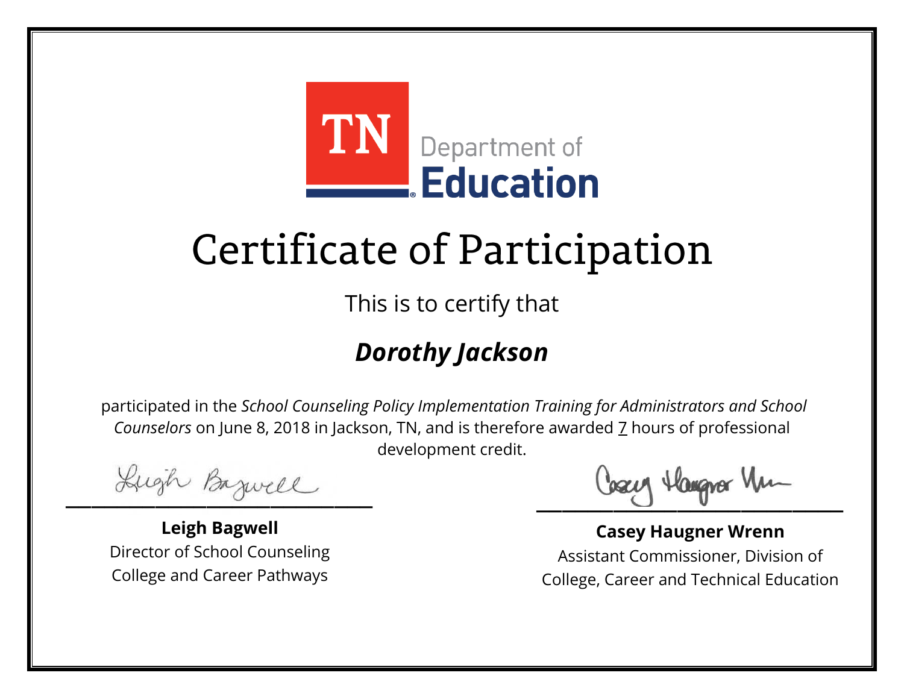TN Department of Education

# Certificate of Participation

This is to certify that

## ***Dorothy Jackson***

participated in the *School Counseling Policy Implementation Training for Administrators and School Counselors* on June 8, 2018 in Jackson, TN, and is therefore awarded 7 hours of professional development credit.

**Leigh Bagwell**
Director of School Counseling
College and Career Pathways

**Casey Haugner Wrenn**
Assistant Commissioner, Division of
College, Career and Technical Education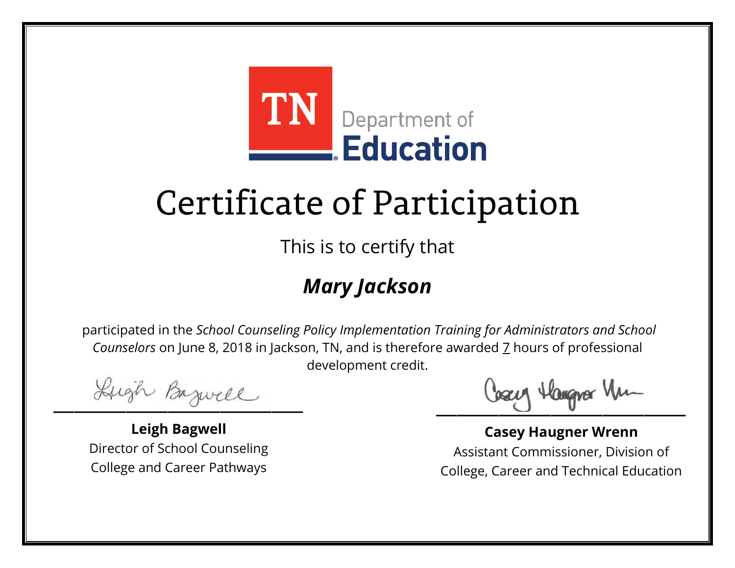TN Department of Education

# Certificate of Participation

This is to certify that

## ***Mary Jackson***

participated in the *School Counseling Policy Implementation Training for Administrators and School Counselors* on June 8, 2018 in Jackson, TN, and is therefore awarded 7 hours of professional development credit.

**Leigh Bagwell**
Director of School Counseling
College and Career Pathways

**Casey Haugner Wrenn**
Assistant Commissioner, Division of College, Career and Technical Education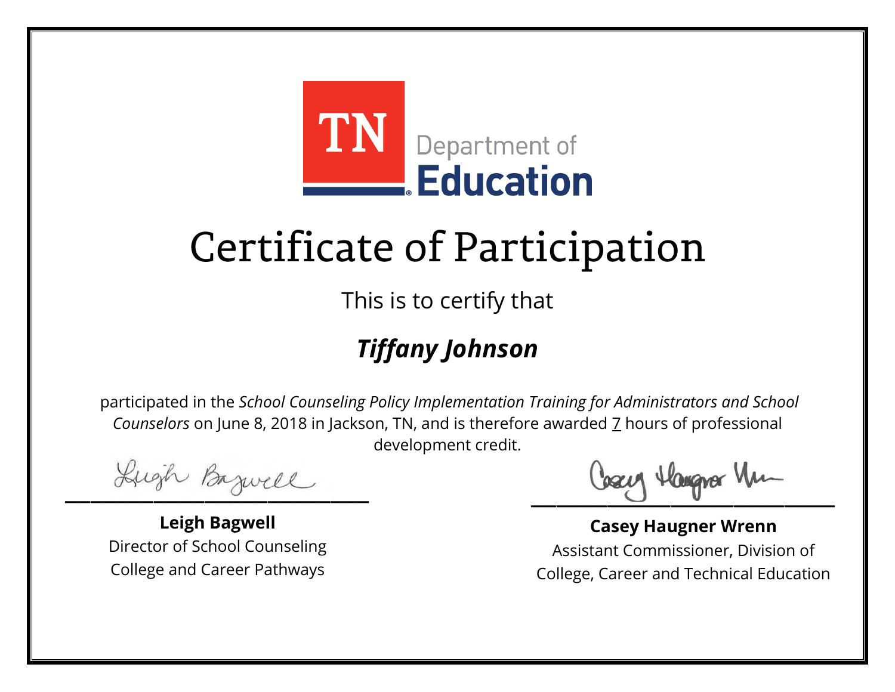TN Department of Education

# Certificate of Participation

This is to certify that

## ***Tiffany Johnson***

participated in the *School Counseling Policy Implementation Training for Administrators and School Counselors* on June 8, 2018 in Jackson, TN, and is therefore awarded 7 hours of professional development credit.

**Leigh Bagwell**
Director of School Counseling
College and Career Pathways

**Casey Haugner Wrenn**
Assistant Commissioner, Division of
College, Career and Technical Education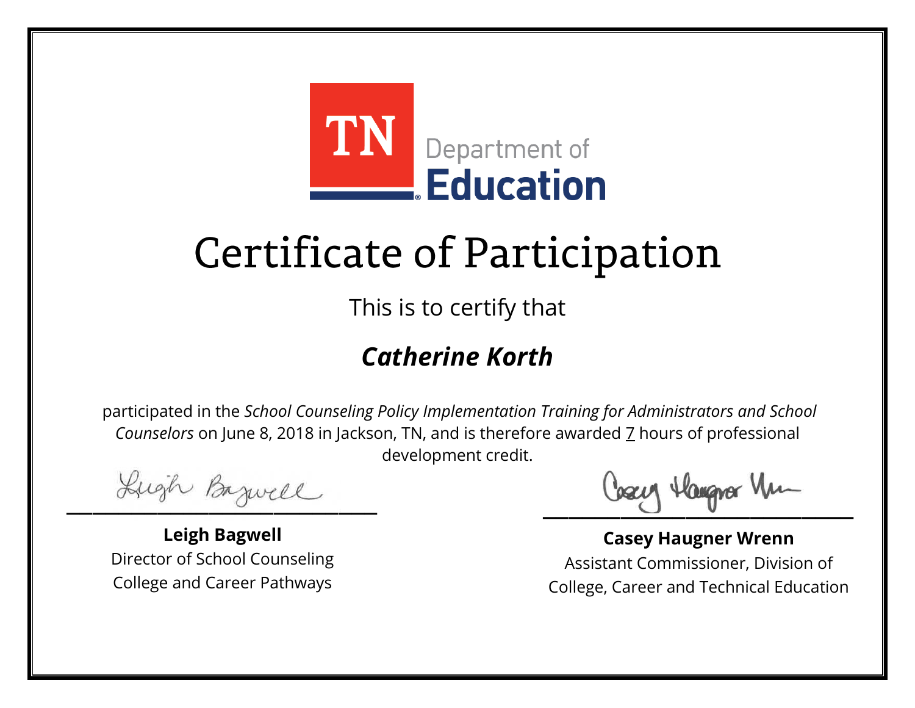TN Department of Education

# Certificate of Participation

This is to certify that

## ***Catherine Korth***

participated in the *School Counseling Policy Implementation Training for Administrators and School Counselors* on June 8, 2018 in Jackson, TN, and is therefore awarded 7 hours of professional development credit.

**Leigh Bagwell**
Director of School Counseling
College and Career Pathways

**Casey Haugner Wrenn**
Assistant Commissioner, Division of
College, Career and Technical Education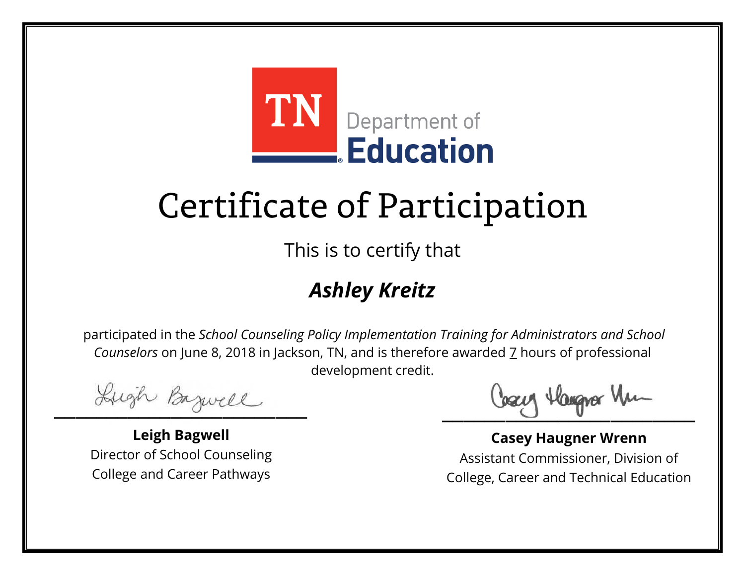TN Department of Education

# Certificate of Participation

This is to certify that

## *Ashley Kreitz*

participated in the *School Counseling Policy Implementation Training for Administrators and School Counselors* on June 8, 2018 in Jackson, TN, and is therefore awarded 7 hours of professional development credit.

**Leigh Bagwell**
Director of School Counseling
College and Career Pathways

**Casey Haugner Wrenn**
Assistant Commissioner, Division of College, Career and Technical Education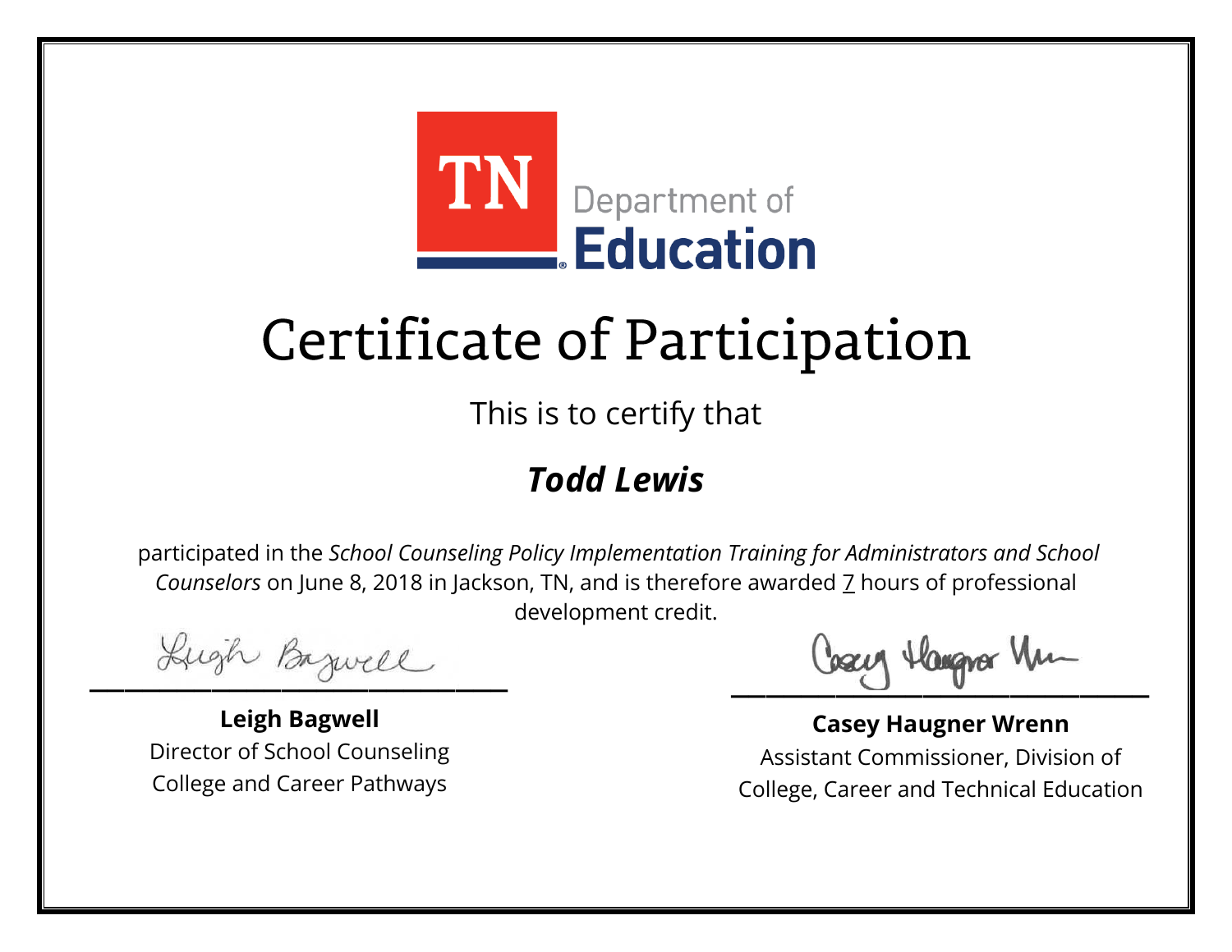TN Department of Education

# Certificate of Participation

This is to certify that

## ***Todd Lewis***

participated in the *School Counseling Policy Implementation Training for Administrators and School Counselors* on June 8, 2018 in Jackson, TN, and is therefore awarded 7 hours of professional development credit.

**Leigh Bagwell**
Director of School Counseling
College and Career Pathways

**Casey Haugner Wrenn**
Assistant Commissioner, Division of College, Career and Technical Education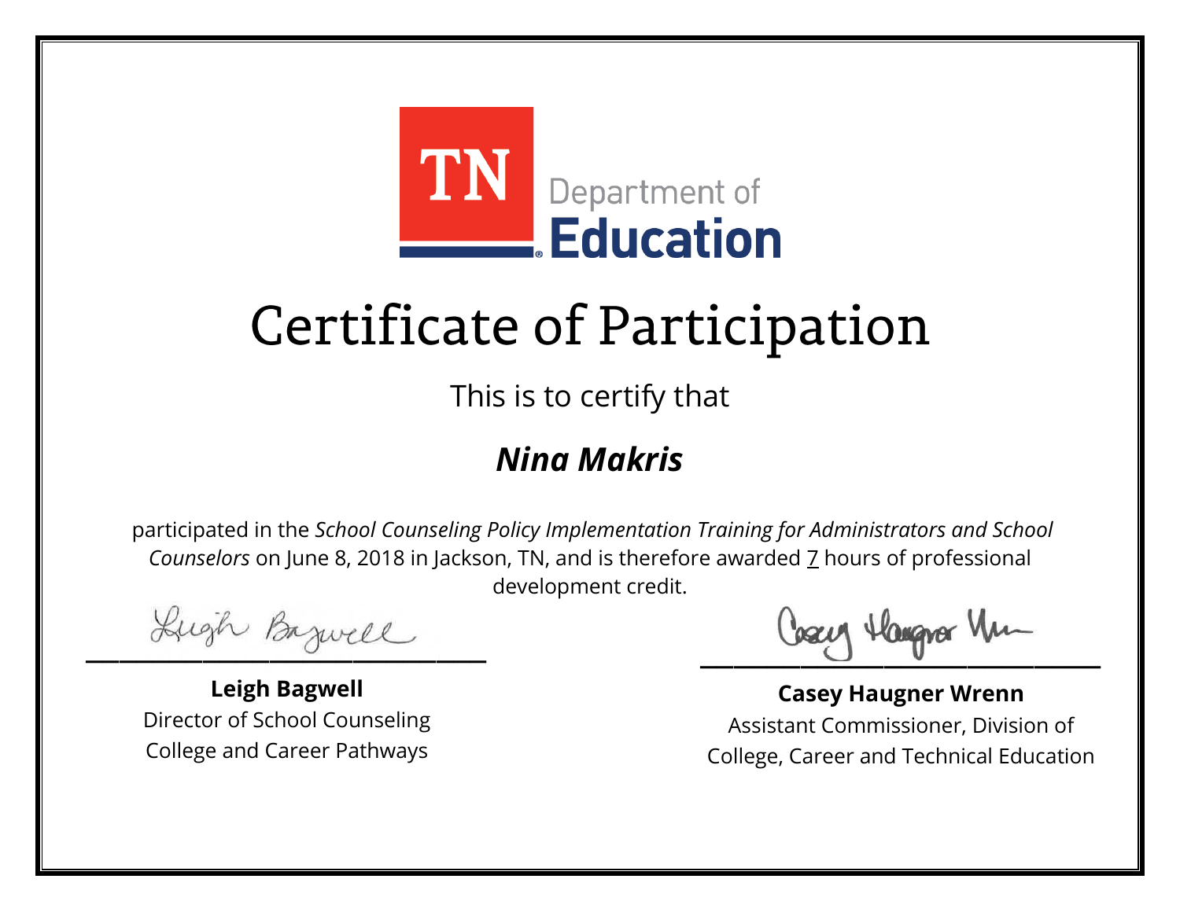TN Department of Education

# Certificate of Participation

This is to certify that

## *Nina Makris*

participated in the *School Counseling Policy Implementation Training for Administrators and School Counselors* on June 8, 2018 in Jackson, TN, and is therefore awarded 7 hours of professional development credit.

**Leigh Bagwell**
Director of School Counseling
College and Career Pathways

**Casey Haugner Wrenn**
Assistant Commissioner, Division of
College, Career and Technical Education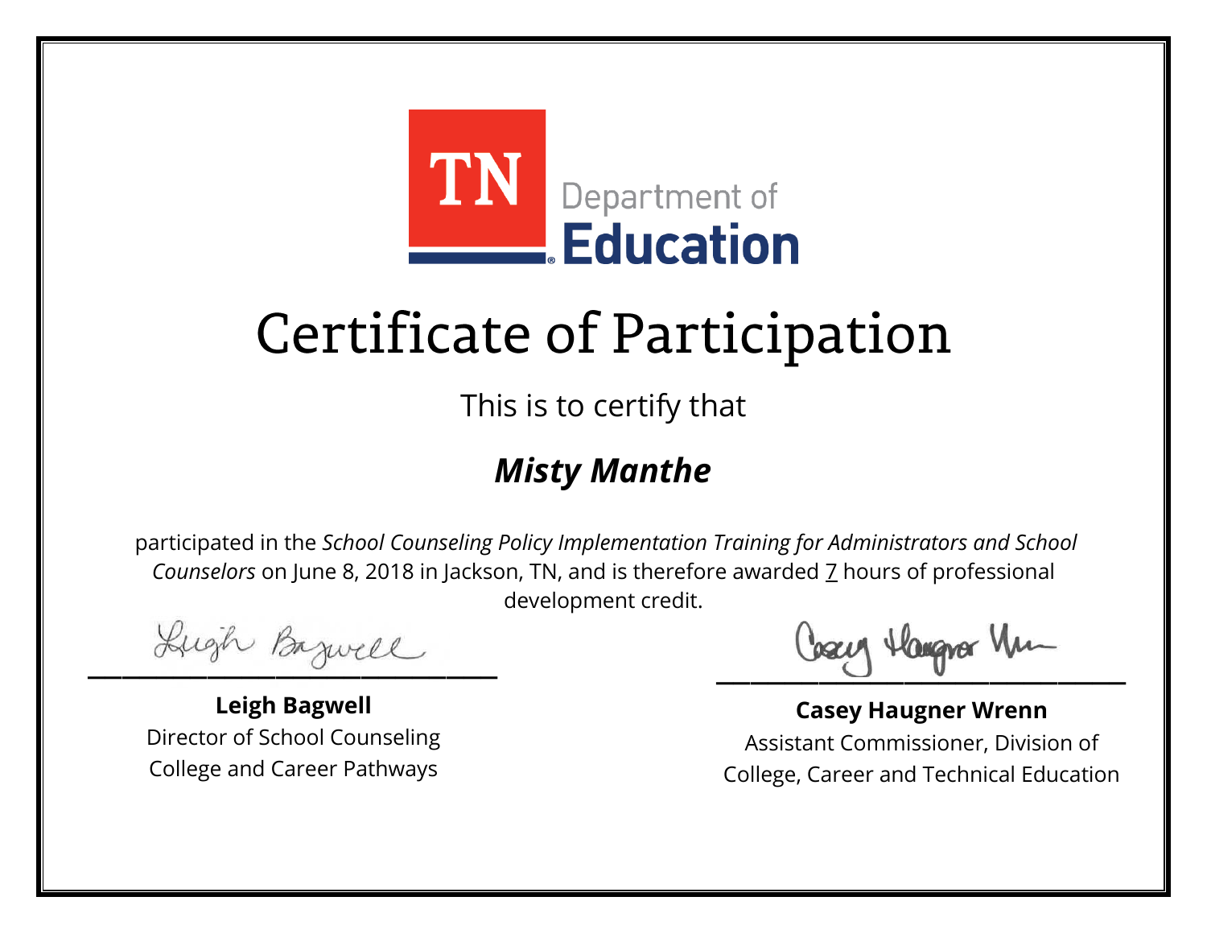TN Department of Education

# Certificate of Participation

This is to certify that

## ***Misty Manthe***

participated in the *School Counseling Policy Implementation Training for Administrators and School Counselors* on June 8, 2018 in Jackson, TN, and is therefore awarded 7 hours of professional development credit.

**Leigh Bagwell**
Director of School Counseling
College and Career Pathways

**Casey Haugner Wrenn**
Assistant Commissioner, Division of College, Career and Technical Education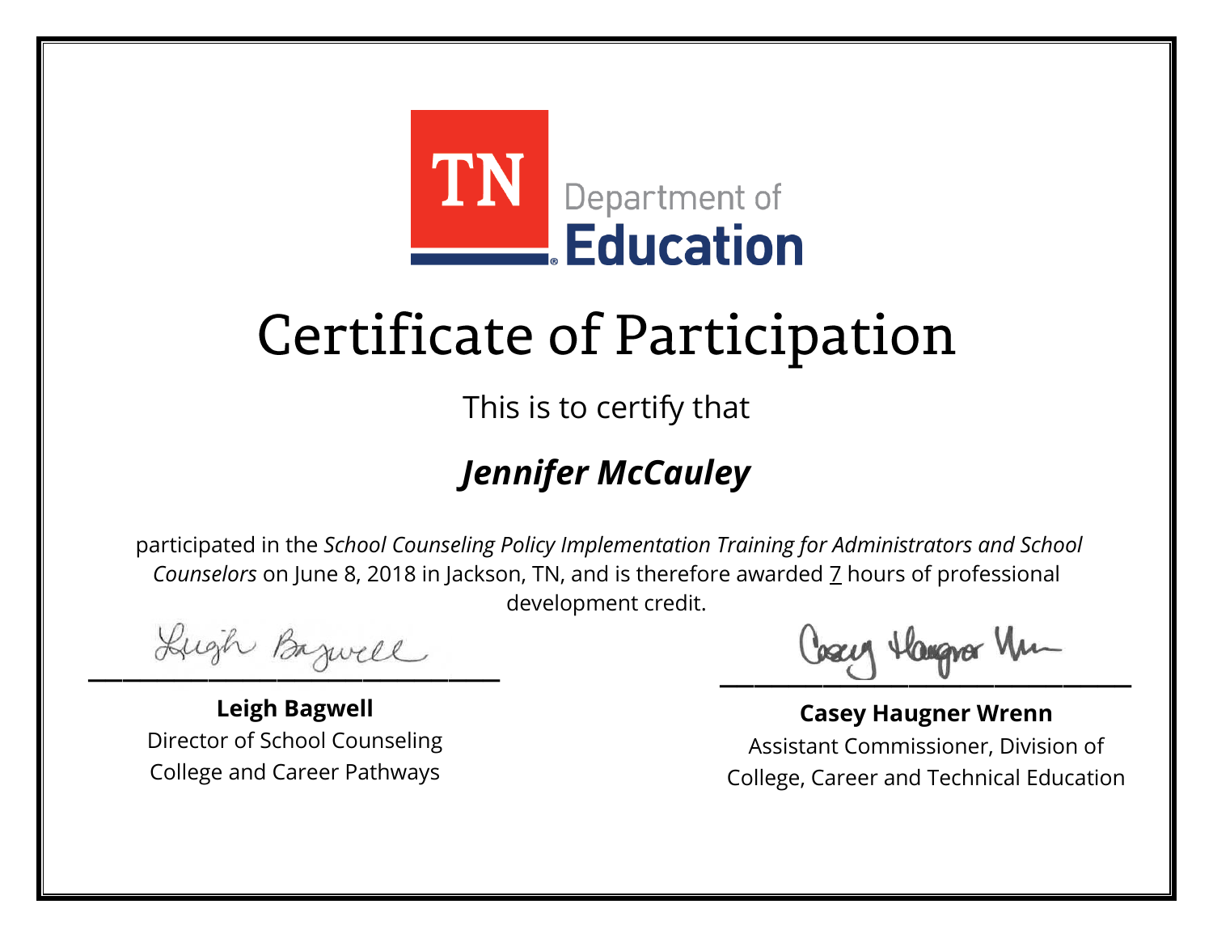TN Department of Education

# Certificate of Participation

This is to certify that

## ***Jennifer McCauley***

participated in the *School Counseling Policy Implementation Training for Administrators and School Counselors* on June 8, 2018 in Jackson, TN, and is therefore awarded 7 hours of professional development credit.

**Leigh Bagwell**
Director of School Counseling
College and Career Pathways

**Casey Haugner Wrenn**
Assistant Commissioner, Division of
College, Career and Technical Education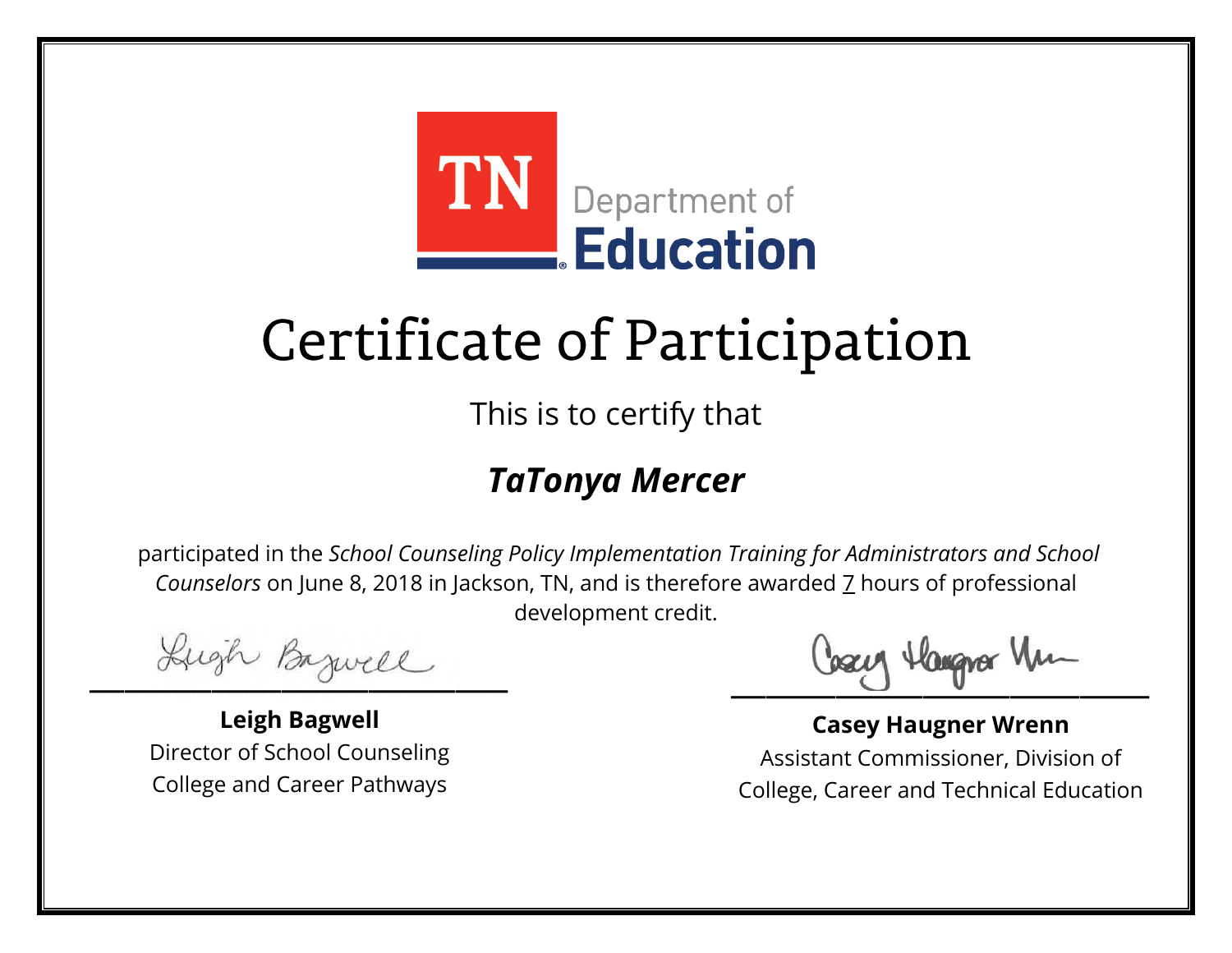TN Department of Education

# Certificate of Participation

This is to certify that

## *TaTonya Mercer*

participated in the *School Counseling Policy Implementation Training for Administrators and School Counselors* on June 8, 2018 in Jackson, TN, and is therefore awarded 7 hours of professional development credit.

**Leigh Bagwell**
Director of School Counseling
College and Career Pathways

**Casey Haugner Wrenn**
Assistant Commissioner, Division of College, Career and Technical Education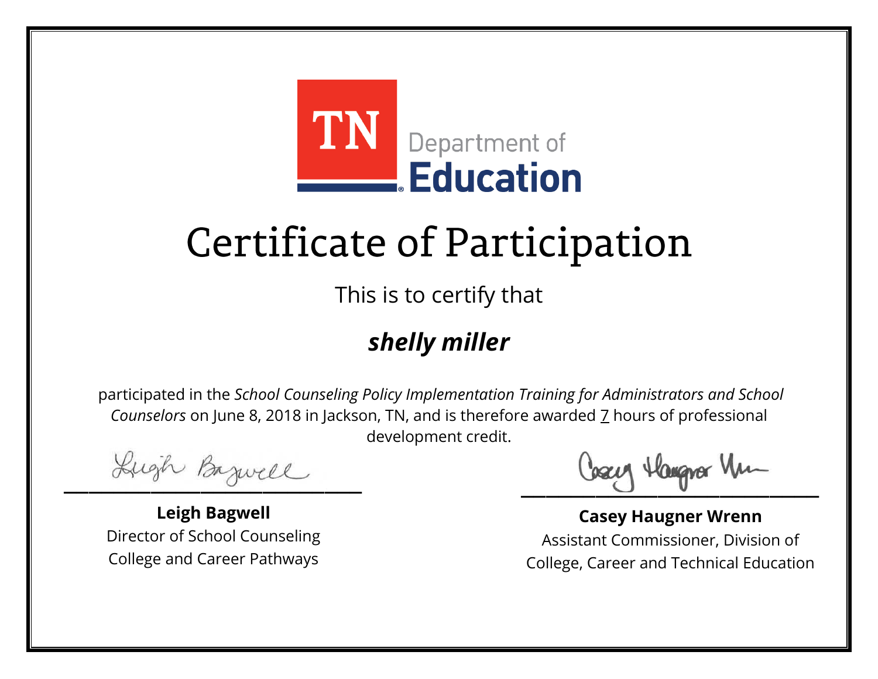TN Department of Education

# Certificate of Participation

This is to certify that

***shelly miller***

participated in the *School Counseling Policy Implementation Training for Administrators and School Counselors* on June 8, 2018 in Jackson, TN, and is therefore awarded 7 hours of professional development credit.

**Leigh Bagwell**
Director of School Counseling
College and Career Pathways

**Casey Haugner Wrenn**
Assistant Commissioner, Division of College, Career and Technical Education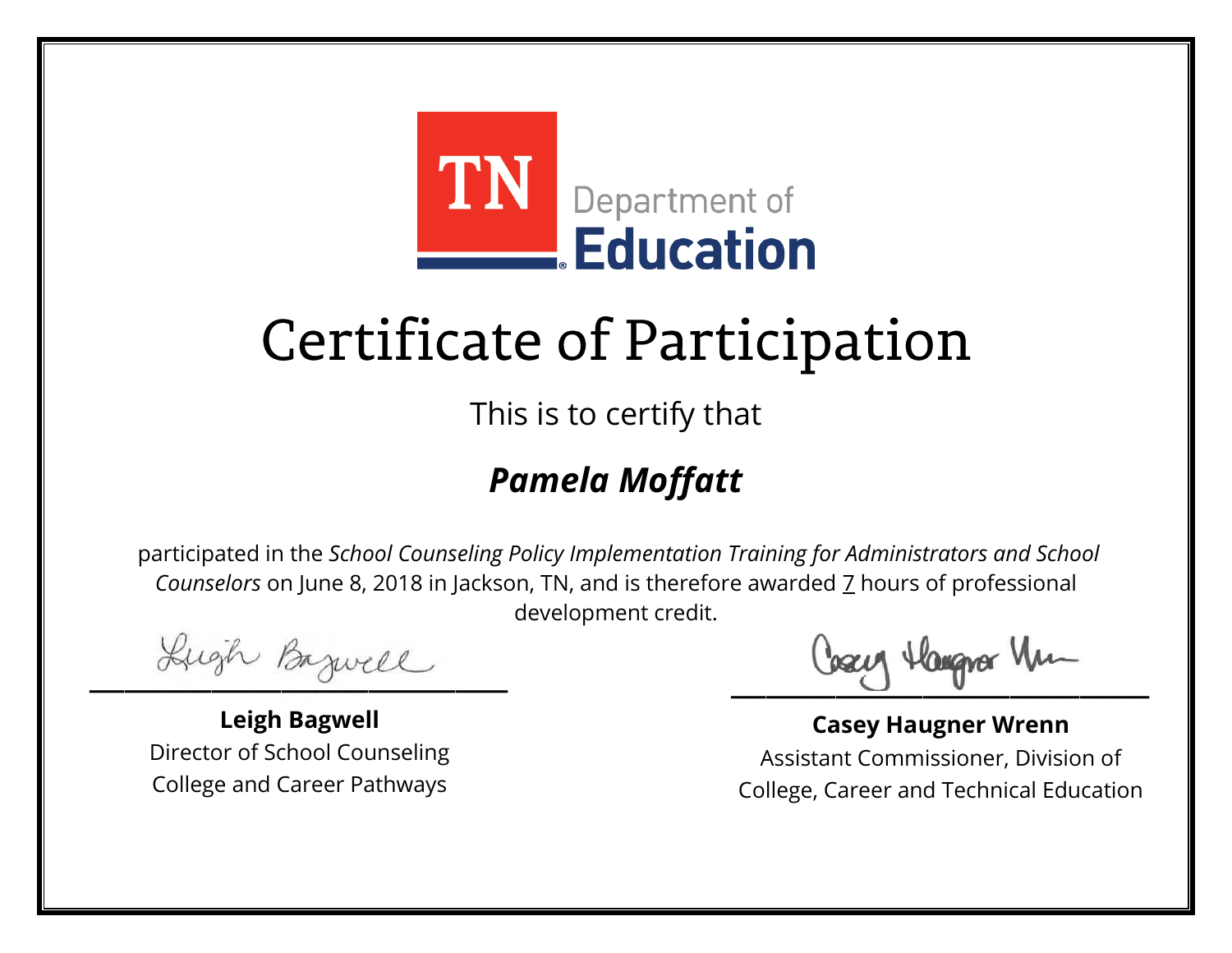TN Department of Education

# Certificate of Participation

This is to certify that

## *Pamela Moffatt*

participated in the *School Counseling Policy Implementation Training for Administrators and School Counselors* on June 8, 2018 in Jackson, TN, and is therefore awarded 7 hours of professional development credit.

**Leigh Bagwell**
Director of School Counseling
College and Career Pathways

**Casey Haugner Wrenn**
Assistant Commissioner, Division of College, Career and Technical Education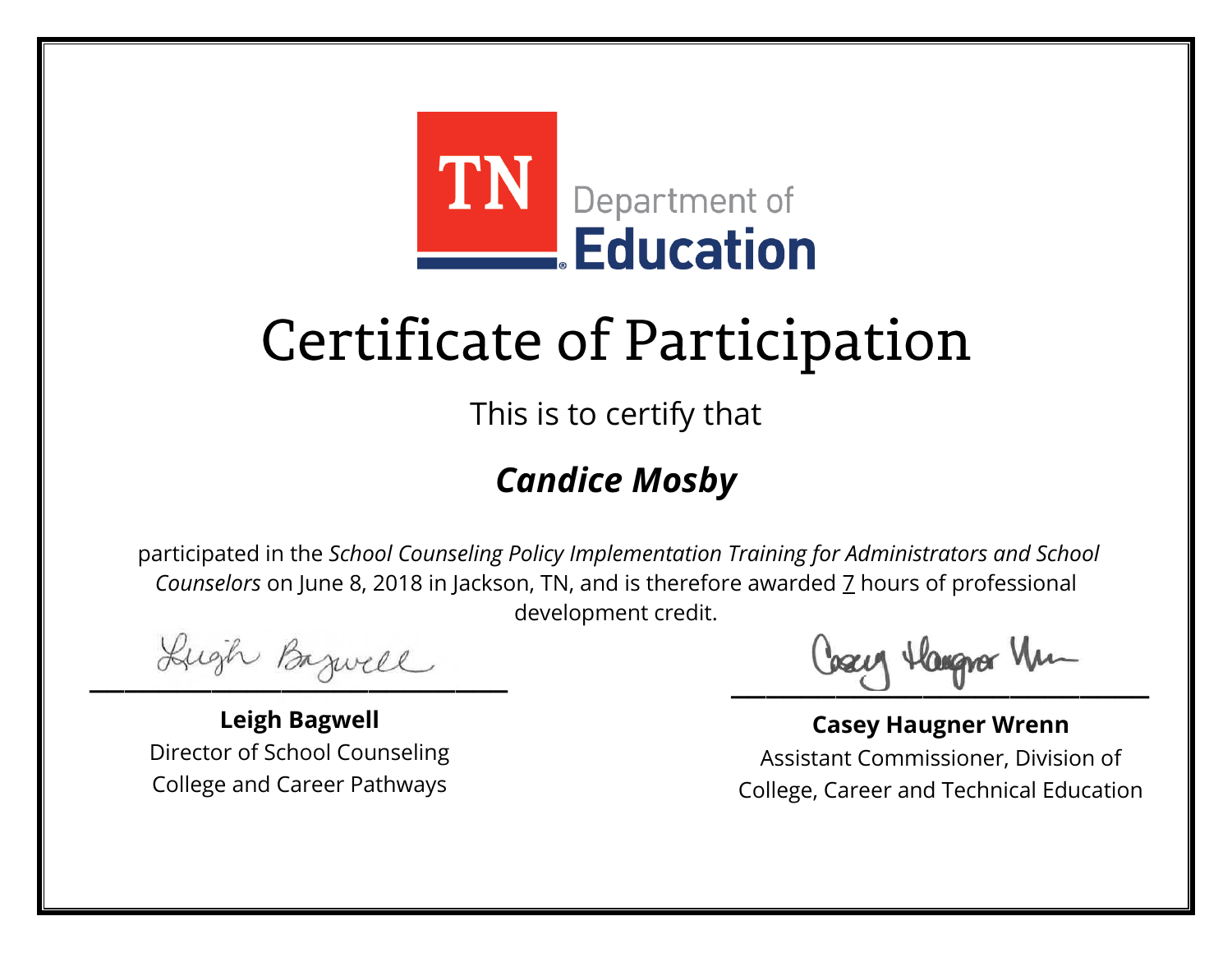TN Department of Education

# Certificate of Participation

This is to certify that

***Candice Mosby***

participated in the *School Counseling Policy Implementation Training for Administrators and School Counselors* on June 8, 2018 in Jackson, TN, and is therefore awarded 7 hours of professional development credit.

**Leigh Bagwell**
Director of School Counseling
College and Career Pathways

**Casey Haugner Wrenn**
Assistant Commissioner, Division of
College, Career and Technical Education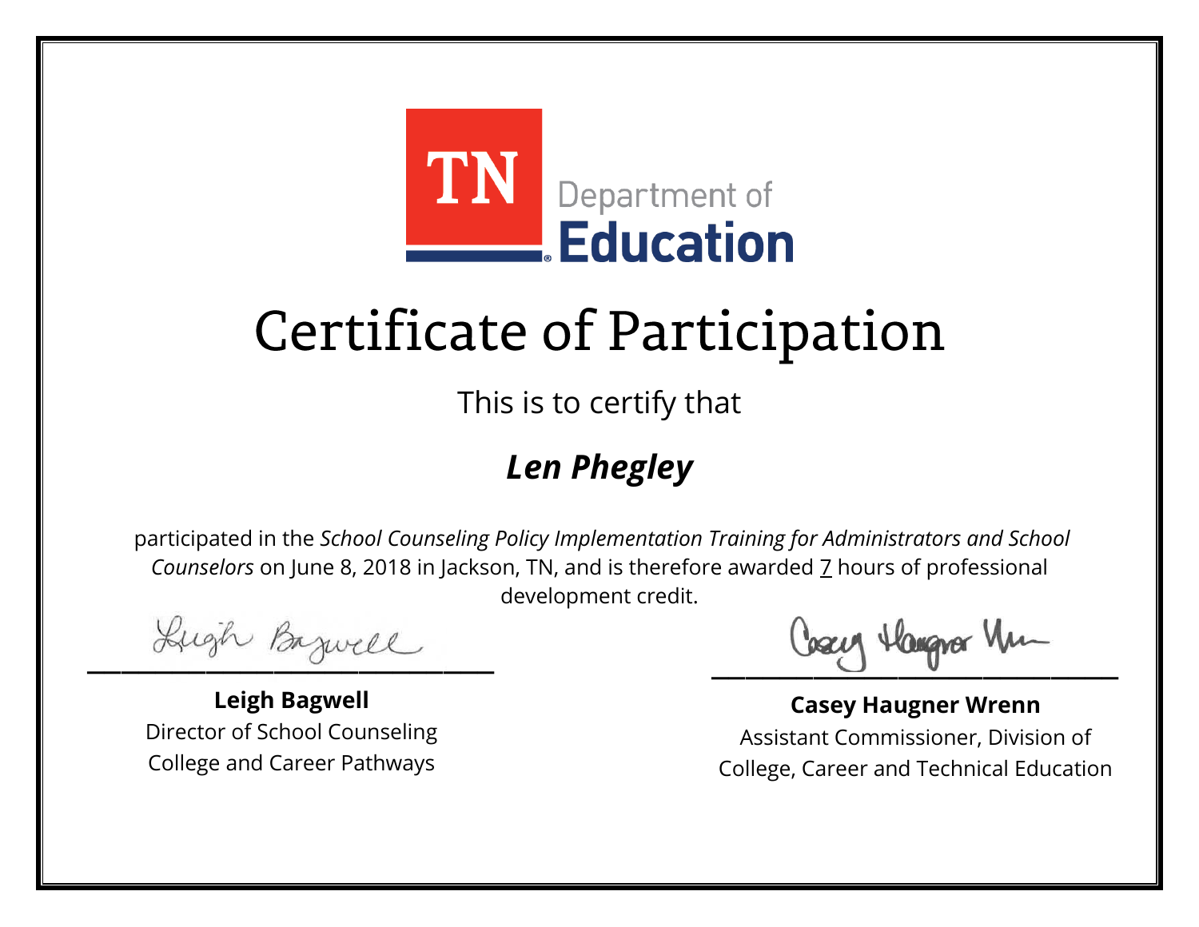TN Department of Education

# Certificate of Participation

This is to certify that

***Len Phegley***

participated in the *School Counseling Policy Implementation Training for Administrators and School Counselors* on June 8, 2018 in Jackson, TN, and is therefore awarded 7 hours of professional development credit.

**Leigh Bagwell**
Director of School Counseling
College and Career Pathways

**Casey Haugner Wrenn**
Assistant Commissioner, Division of College, Career and Technical Education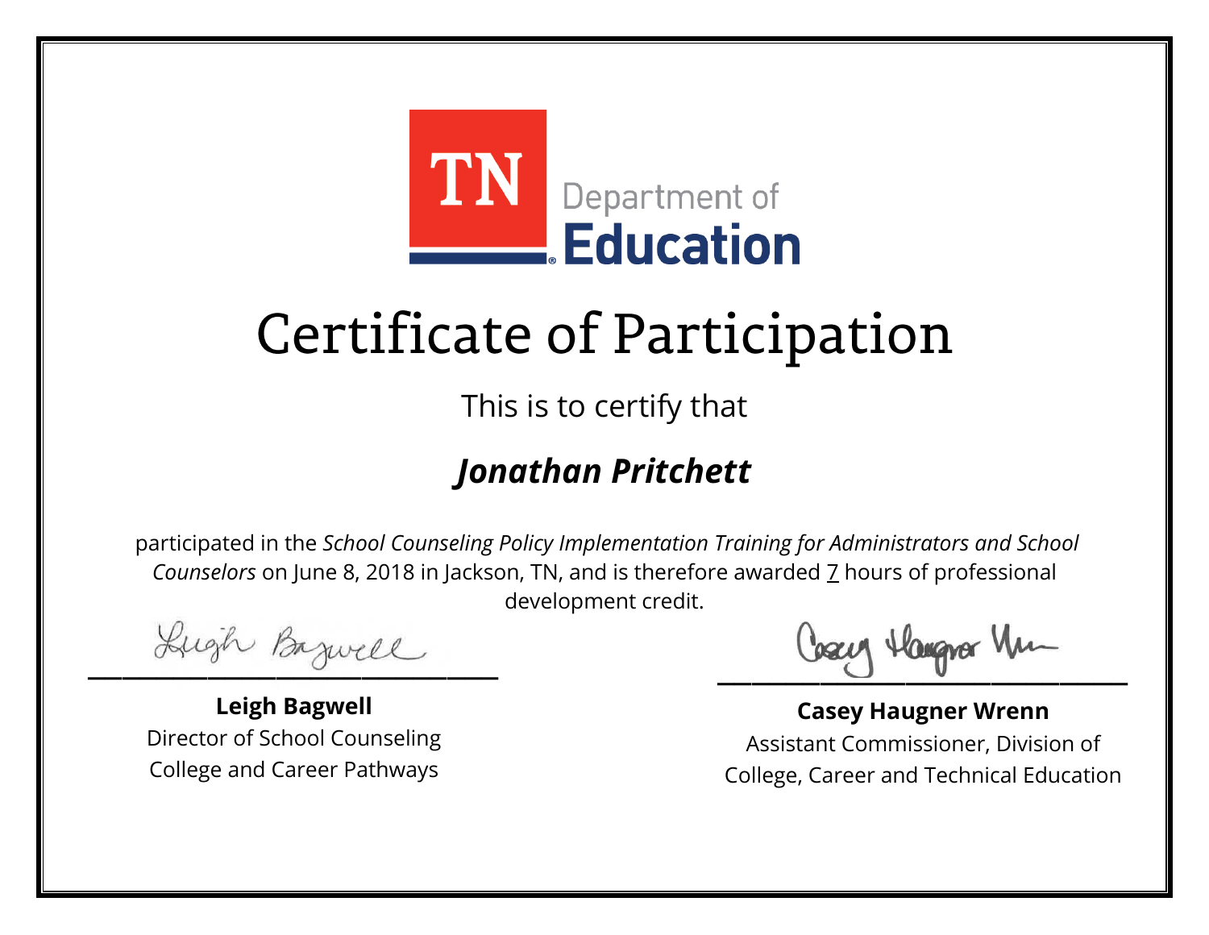TN Department of Education

# Certificate of Participation

This is to certify that

## *Jonathan Pritchett*

participated in the *School Counseling Policy Implementation Training for Administrators and School Counselors* on June 8, 2018 in Jackson, TN, and is therefore awarded 7 hours of professional development credit.

**Leigh Bagwell**
Director of School Counseling
College and Career Pathways

**Casey Haugner Wrenn**
Assistant Commissioner, Division of College, Career and Technical Education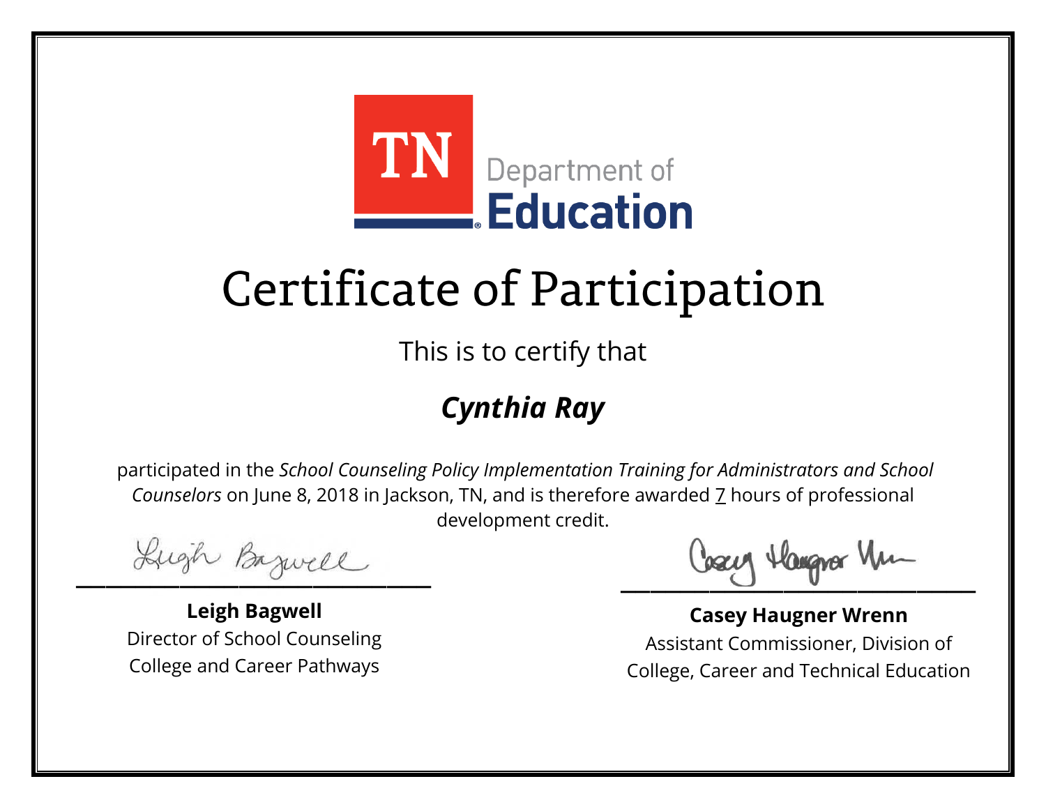TN Department of Education

# Certificate of Participation

This is to certify that

## *Cynthia Ray*

participated in the *School Counseling Policy Implementation Training for Administrators and School Counselors* on June 8, 2018 in Jackson, TN, and is therefore awarded 7 hours of professional development credit.

**Leigh Bagwell**
Director of School Counseling
College and Career Pathways

**Casey Haugner Wrenn**
Assistant Commissioner, Division of
College, Career and Technical Education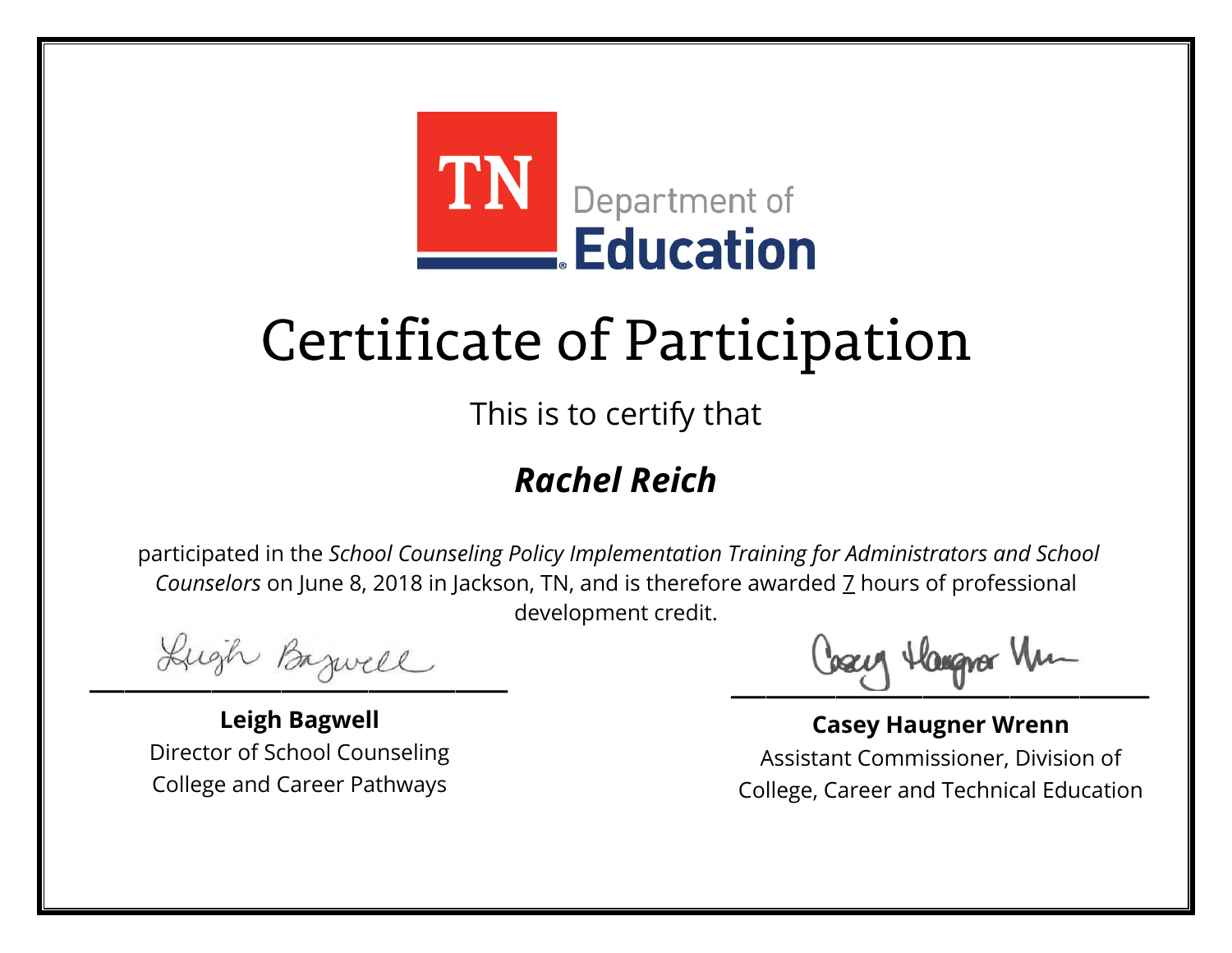TN Department of Education

# Certificate of Participation

This is to certify that

## ***Rachel Reich***

participated in the *School Counseling Policy Implementation Training for Administrators and School Counselors* on June 8, 2018 in Jackson, TN, and is therefore awarded 7 hours of professional development credit.

**Leigh Bagwell**
Director of School Counseling
College and Career Pathways

**Casey Haugner Wrenn**
Assistant Commissioner, Division of
College, Career and Technical Education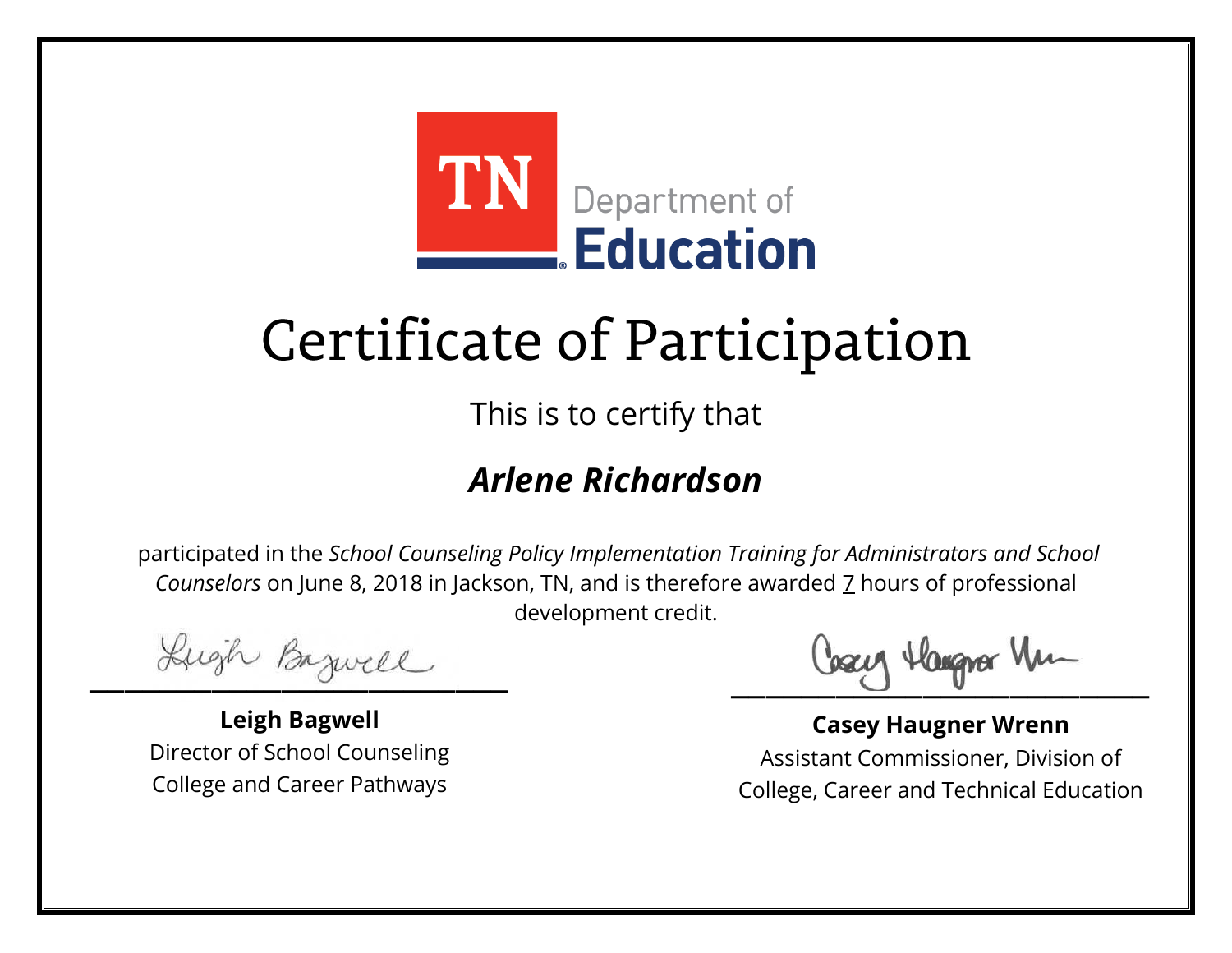TN Department of Education

# Certificate of Participation

This is to certify that

## *Arlene Richardson*

participated in the *School Counseling Policy Implementation Training for Administrators and School Counselors* on June 8, 2018 in Jackson, TN, and is therefore awarded 7 hours of professional development credit.

**Leigh Bagwell**
Director of School Counseling
College and Career Pathways

**Casey Haugner Wrenn**
Assistant Commissioner, Division of College, Career and Technical Education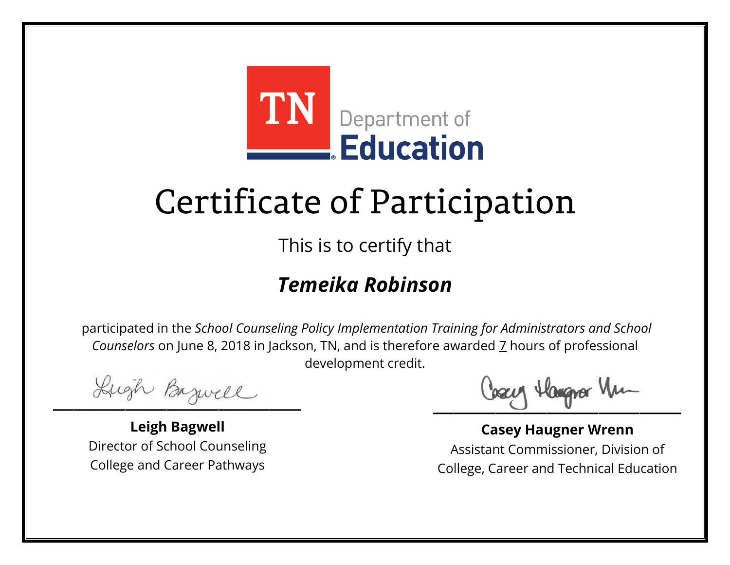TN Department of Education

# Certificate of Participation

This is to certify that

## *Temeika Robinson*

participated in the *School Counseling Policy Implementation Training for Administrators and School Counselors* on June 8, 2018 in Jackson, TN, and is therefore awarded 7 hours of professional development credit.

**Leigh Bagwell**
Director of School Counseling
College and Career Pathways

**Casey Haugner Wrenn**
Assistant Commissioner, Division of
College, Career and Technical Education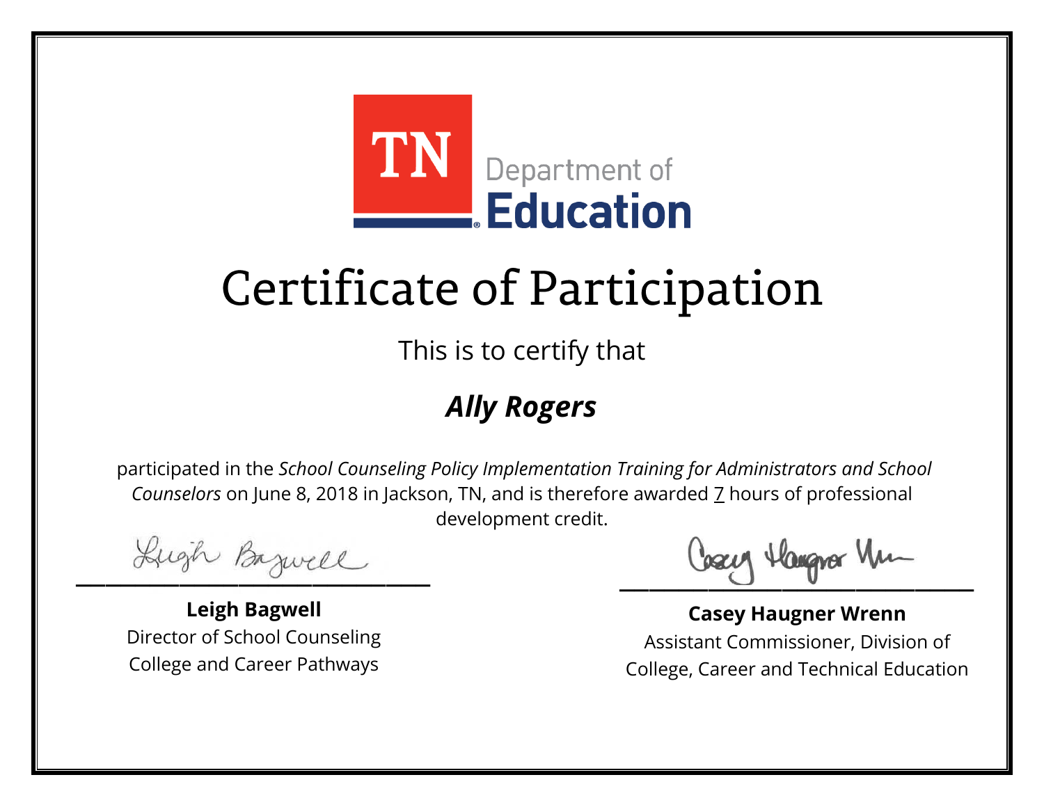TN Department of Education

# Certificate of Participation

This is to certify that

***Ally Rogers***

participated in the *School Counseling Policy Implementation Training for Administrators and School Counselors* on June 8, 2018 in Jackson, TN, and is therefore awarded 7 hours of professional development credit.

**Leigh Bagwell**
Director of School Counseling
College and Career Pathways

**Casey Haugner Wrenn**
Assistant Commissioner, Division of
College, Career and Technical Education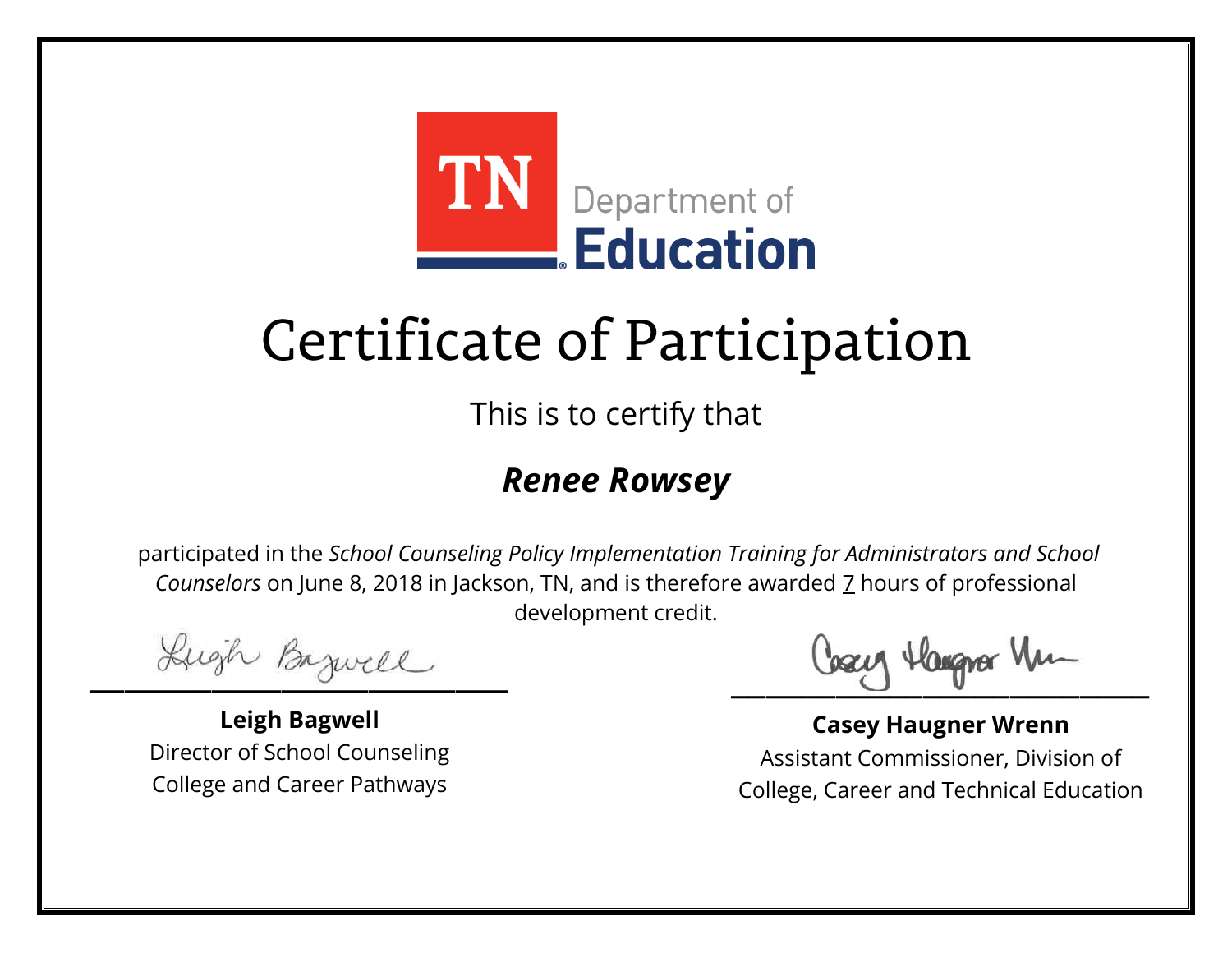TN Department of Education

# Certificate of Participation

This is to certify that

## *Renee Rowsey*

participated in the *School Counseling Policy Implementation Training for Administrators and School Counselors* on June 8, 2018 in Jackson, TN, and is therefore awarded 7 hours of professional development credit.

**Leigh Bagwell**
Director of School Counseling
College and Career Pathways

**Casey Haugner Wrenn**
Assistant Commissioner, Division of College, Career and Technical Education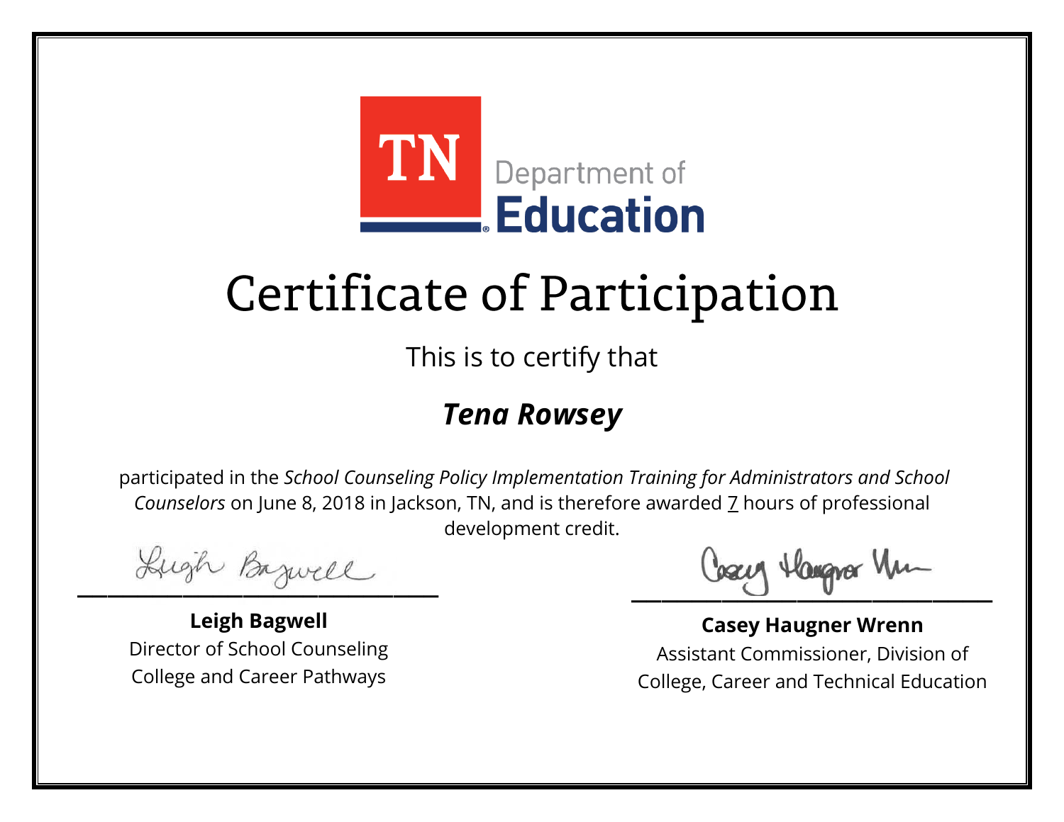TN Department of Education

# Certificate of Participation

This is to certify that

## ***Tena Rowsey***

participated in the *School Counseling Policy Implementation Training for Administrators and School Counselors* on June 8, 2018 in Jackson, TN, and is therefore awarded 7 hours of professional development credit.

**Leigh Bagwell**
Director of School Counseling
College and Career Pathways

**Casey Haugner Wrenn**
Assistant Commissioner, Division of
College, Career and Technical Education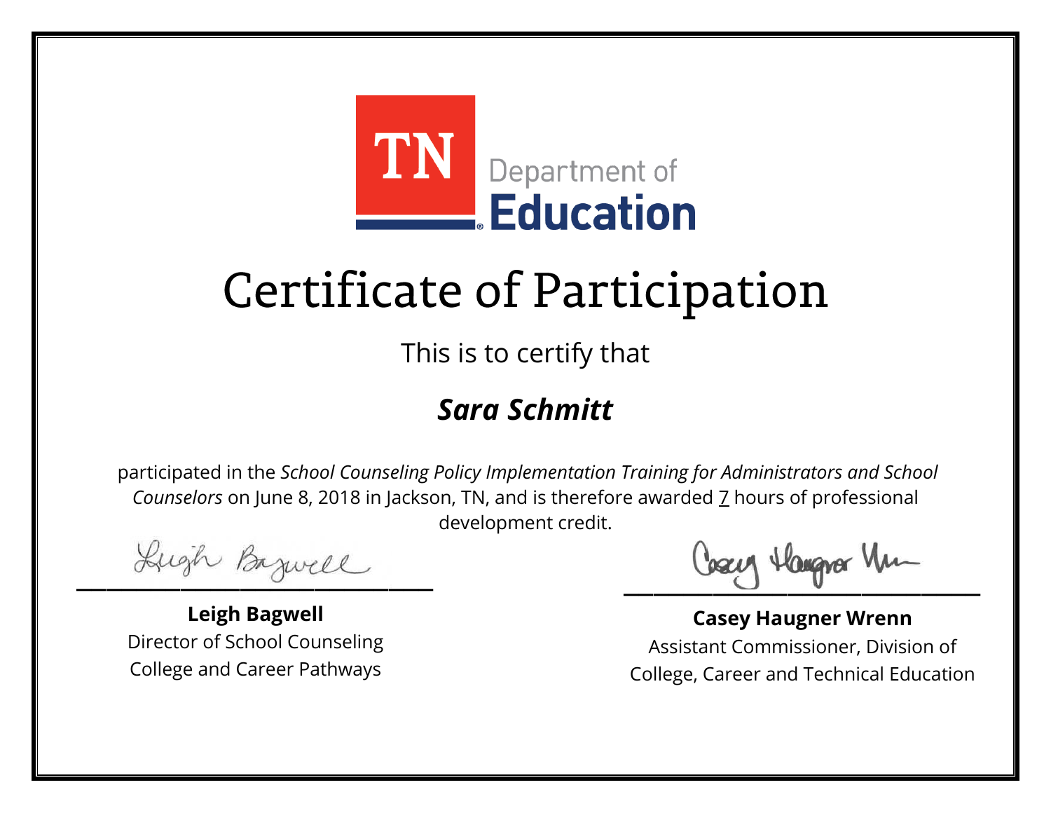TN Department of Education

# Certificate of Participation

This is to certify that

## *Sara Schmitt*

participated in the *School Counseling Policy Implementation Training for Administrators and School Counselors* on June 8, 2018 in Jackson, TN, and is therefore awarded 7 hours of professional development credit.

**Leigh Bagwell**
Director of School Counseling
College and Career Pathways

**Casey Haugner Wrenn**
Assistant Commissioner, Division of College, Career and Technical Education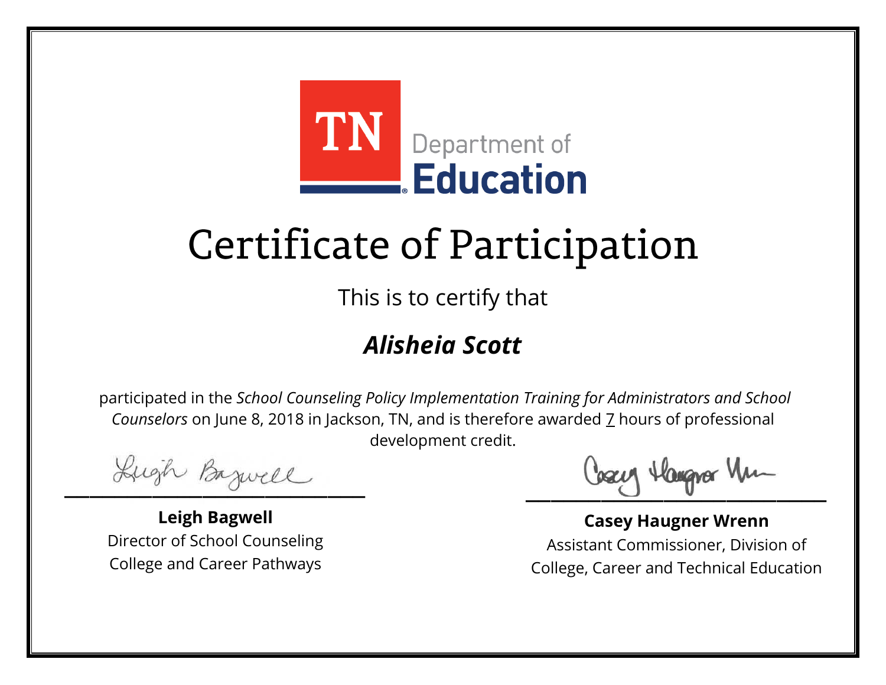TN Department of Education

# Certificate of Participation

This is to certify that

## ***Alisheia Scott***

participated in the *School Counseling Policy Implementation Training for Administrators and School Counselors* on June 8, 2018 in Jackson, TN, and is therefore awarded 7 hours of professional development credit.

**Leigh Bagwell**
Director of School Counseling
College and Career Pathways

**Casey Haugner Wrenn**
Assistant Commissioner, Division of
College, Career and Technical Education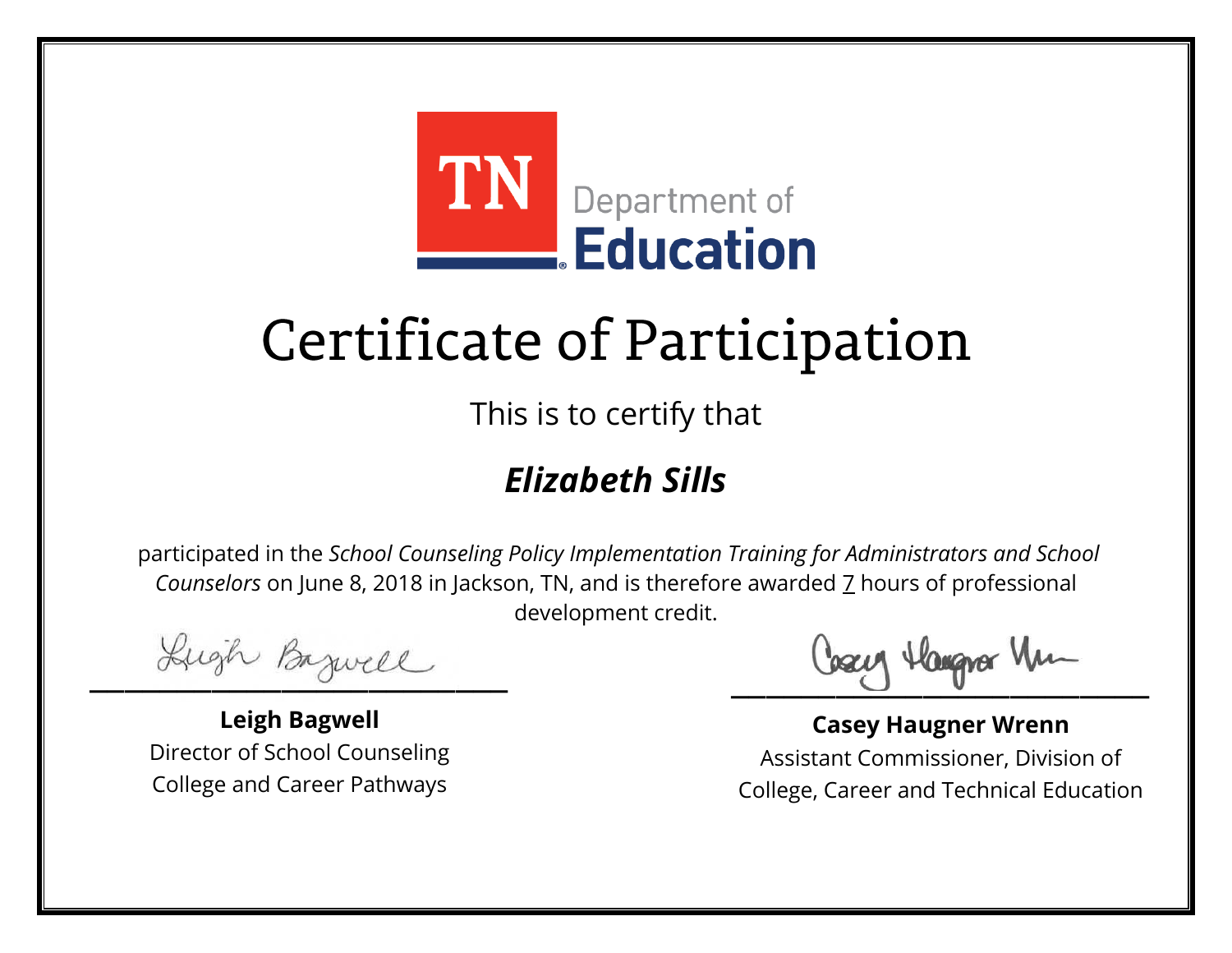TN Department of Education

# Certificate of Participation

This is to certify that

## *Elizabeth Sills*

participated in the *School Counseling Policy Implementation Training for Administrators and School Counselors* on June 8, 2018 in Jackson, TN, and is therefore awarded 7 hours of professional development credit.

**Leigh Bagwell**
Director of School Counseling
College and Career Pathways

**Casey Haugner Wrenn**
Assistant Commissioner, Division of
College, Career and Technical Education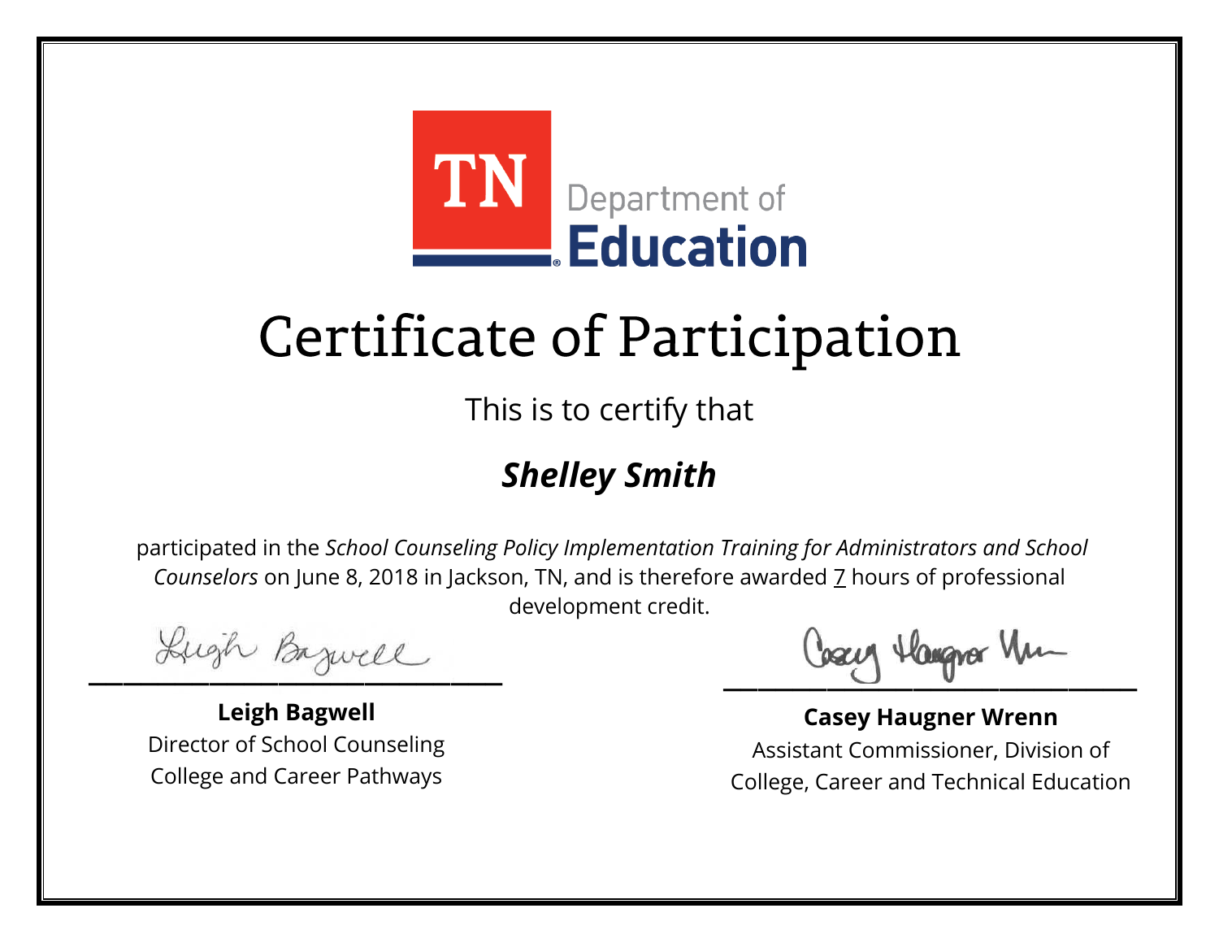TN Department of Education

# Certificate of Participation

This is to certify that

## ***Shelley Smith***

participated in the *School Counseling Policy Implementation Training for Administrators and School Counselors* on June 8, 2018 in Jackson, TN, and is therefore awarded 7 hours of professional development credit.

**Leigh Bagwell**
Director of School Counseling
College and Career Pathways

**Casey Haugner Wrenn**
Assistant Commissioner, Division of College, Career and Technical Education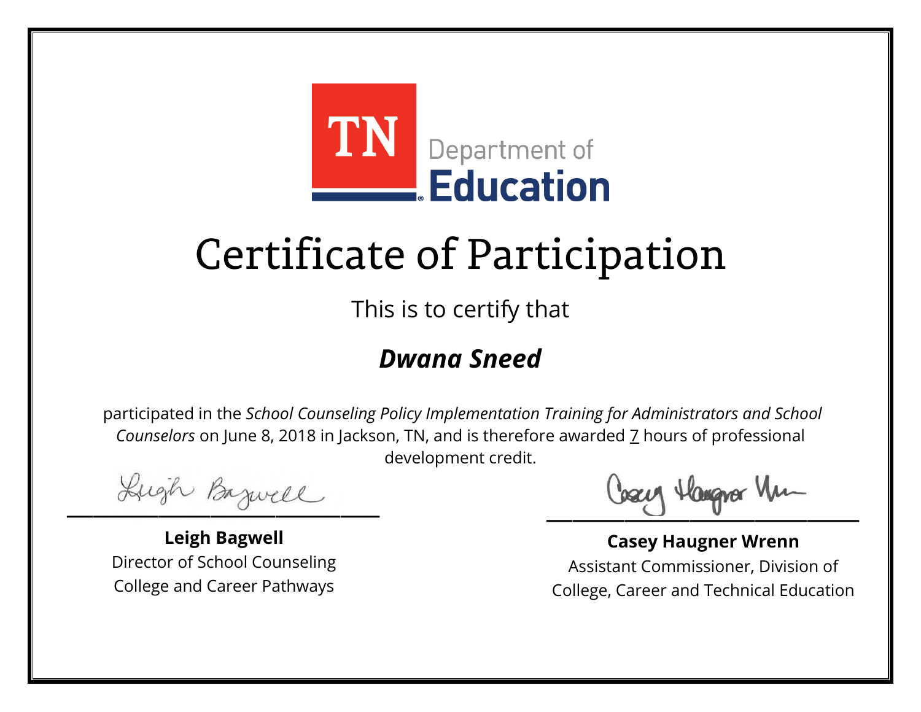TN Department of Education

# Certificate of Participation

This is to certify that

## *Dwana Sneed*

participated in the *School Counseling Policy Implementation Training for Administrators and School Counselors* on June 8, 2018 in Jackson, TN, and is therefore awarded 7 hours of professional development credit.

**Leigh Bagwell**
Director of School Counseling
College and Career Pathways

**Casey Haugner Wrenn**
Assistant Commissioner, Division of College, Career and Technical Education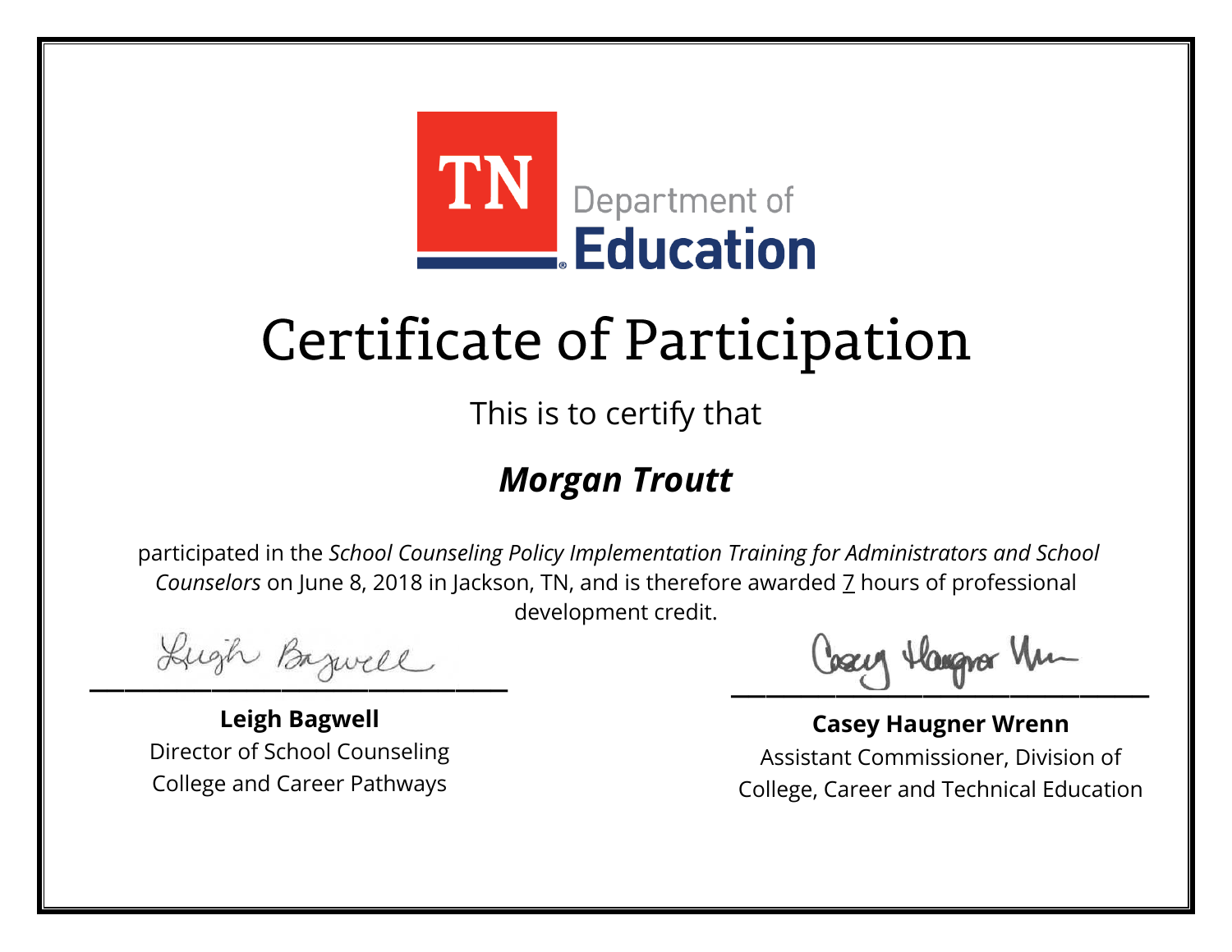TN Department of Education

# Certificate of Participation

This is to certify that

## *Morgan Troutt*

participated in the *School Counseling Policy Implementation Training for Administrators and School Counselors* on June 8, 2018 in Jackson, TN, and is therefore awarded 7 hours of professional development credit.

**Leigh Bagwell**
Director of School Counseling
College and Career Pathways

**Casey Haugner Wrenn**
Assistant Commissioner, Division of
College, Career and Technical Education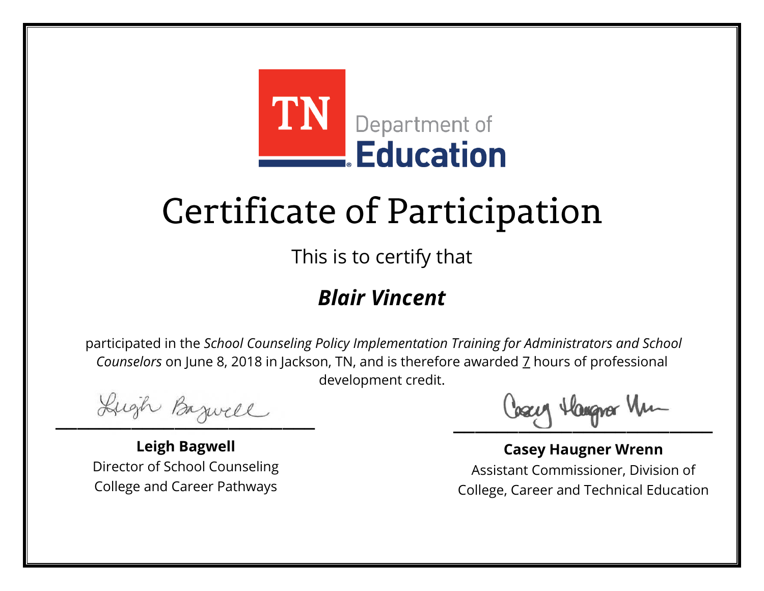TN Department of Education

# Certificate of Participation

This is to certify that

## ***Blair Vincent***

participated in the *School Counseling Policy Implementation Training for Administrators and School Counselors* on June 8, 2018 in Jackson, TN, and is therefore awarded 7 hours of professional development credit.

**Leigh Bagwell**
Director of School Counseling
College and Career Pathways

**Casey Haugner Wrenn**
Assistant Commissioner, Division of
College, Career and Technical Education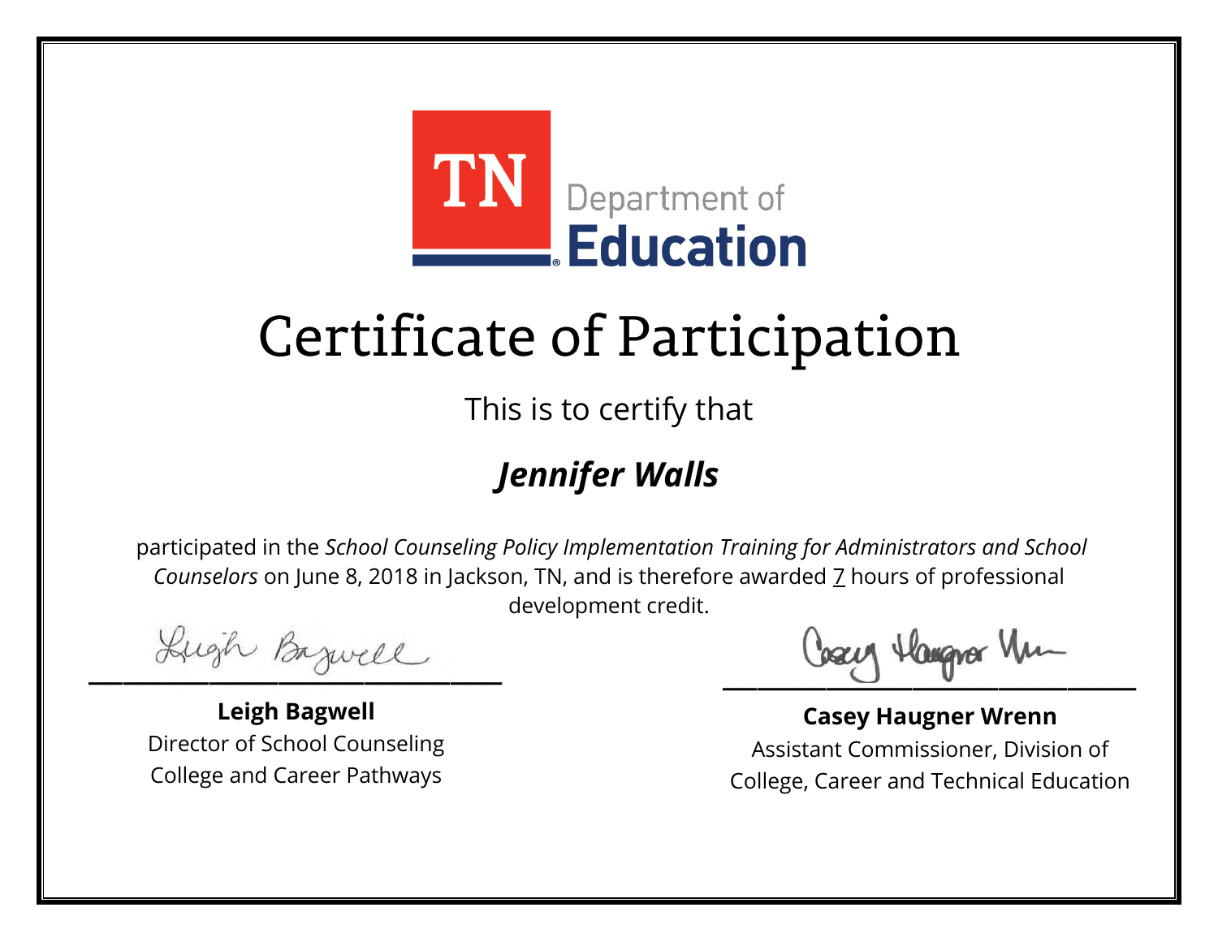TN Department of Education

# Certificate of Participation

This is to certify that

## *Jennifer Walls*

participated in the *School Counseling Policy Implementation Training for Administrators and School Counselors* on June 8, 2018 in Jackson, TN, and is therefore awarded 7 hours of professional development credit.

**Leigh Bagwell**
Director of School Counseling
College and Career Pathways

**Casey Haugner Wrenn**
Assistant Commissioner, Division of College, Career and Technical Education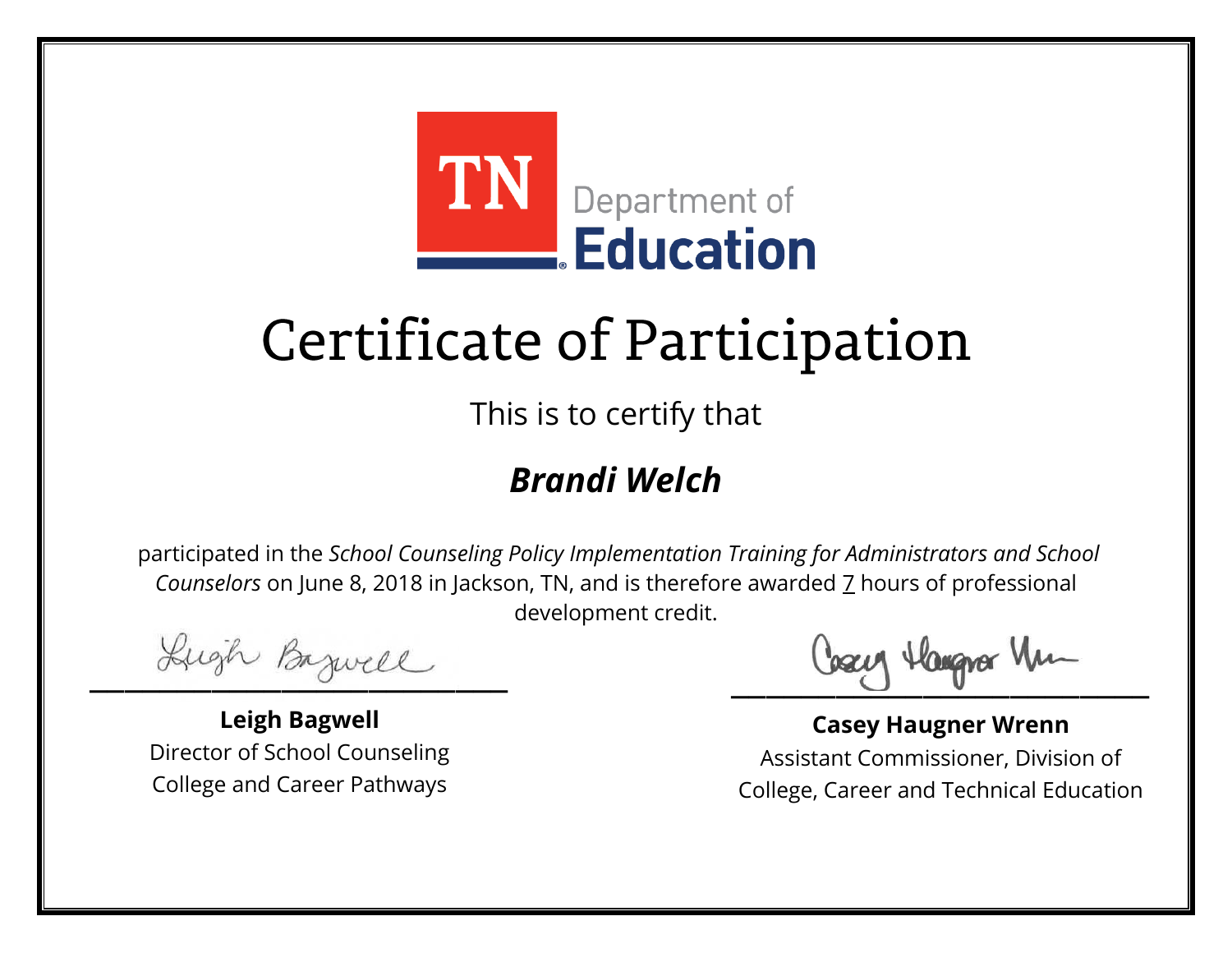TN Department of Education

# Certificate of Participation

This is to certify that

## *Brandi Welch*

participated in the *School Counseling Policy Implementation Training for Administrators and School Counselors* on June 8, 2018 in Jackson, TN, and is therefore awarded 7 hours of professional development credit.

**Leigh Bagwell**
Director of School Counseling
College and Career Pathways

**Casey Haugner Wrenn**
Assistant Commissioner, Division of College, Career and Technical Education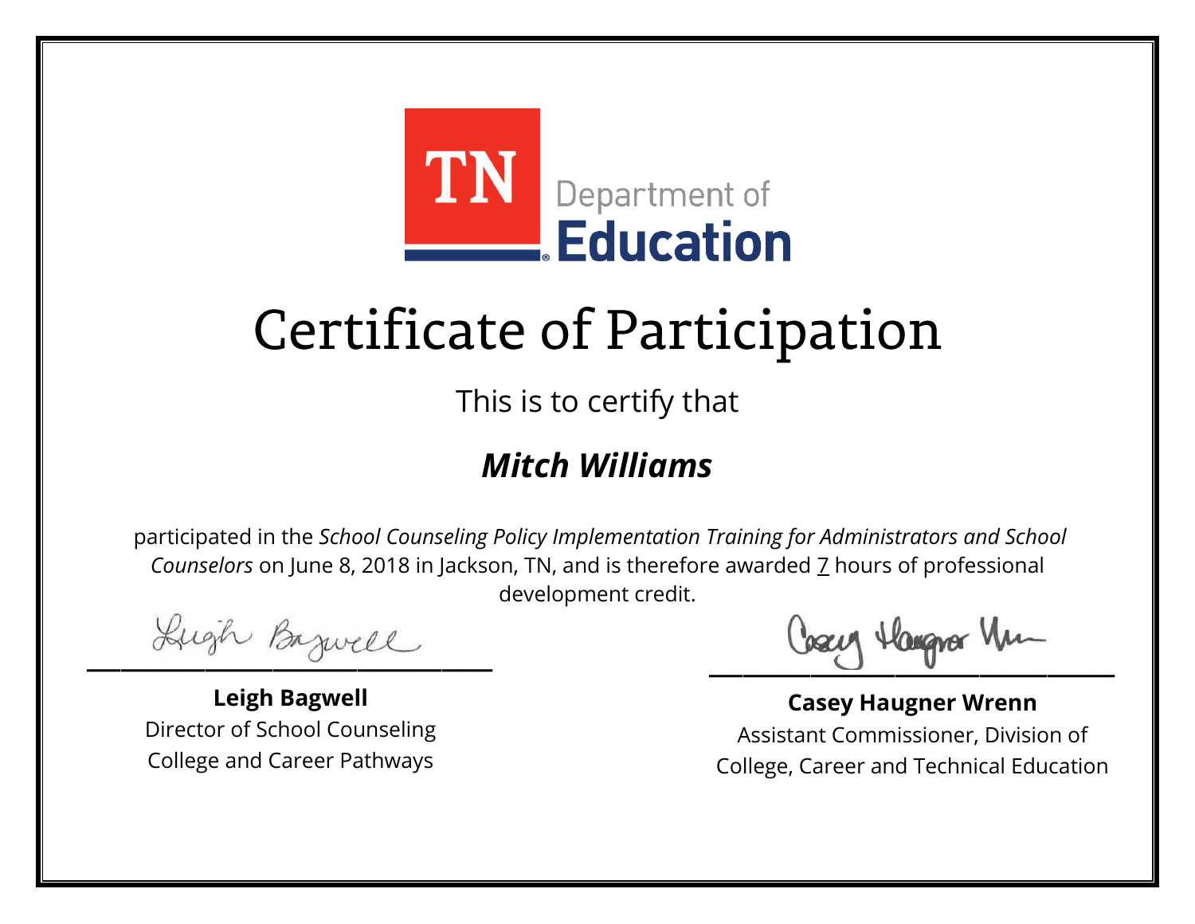TN Department of Education

# Certificate of Participation

This is to certify that

## *Mitch Williams*

participated in the *School Counseling Policy Implementation Training for Administrators and School Counselors* on June 8, 2018 in Jackson, TN, and is therefore awarded 7 hours of professional development credit.

**Leigh Bagwell**
Director of School Counseling
College and Career Pathways

**Casey Haugner Wrenn**
Assistant Commissioner, Division of
College, Career and Technical Education